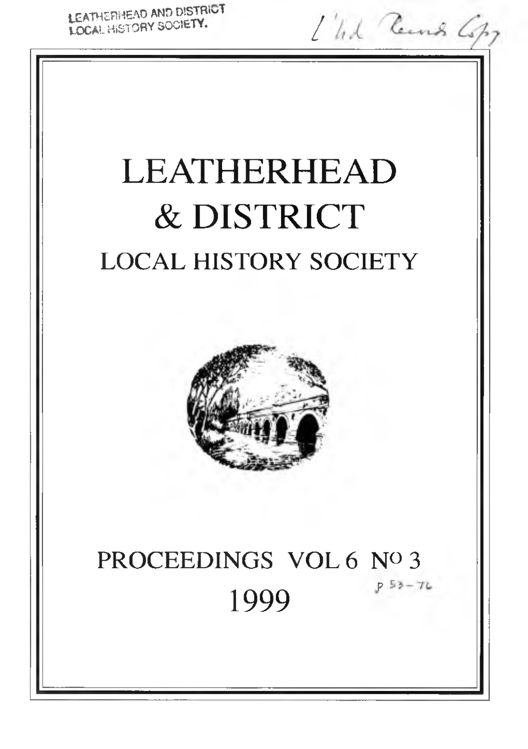LEATHERHEAD AND DISTRICT
LOCAL HISTORY SOCIETY.

L'hd Records Copy

# LEATHERHEAD & DISTRICT

## LOCAL HISTORY SOCIETY

PROCEEDINGS VOL 6 N^O 3

1999

p 53-76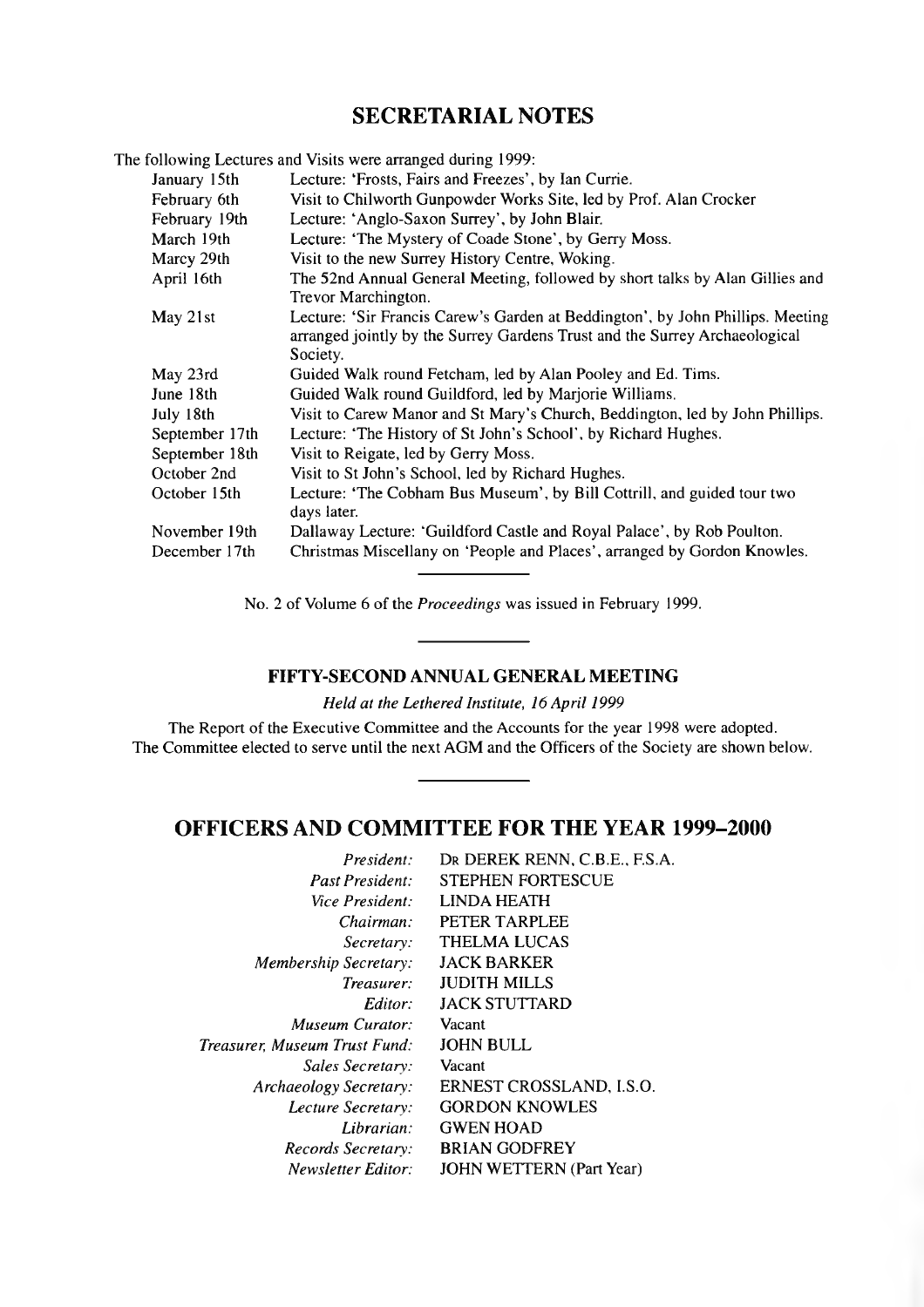## SECRETARIAL NOTES

The following Lectures and Visits were arranged during 1999:

| | |
|---|---|
| January 15th | Lecture: 'Frosts, Fairs and Freezes', by Ian Currie. |
| February 6th | Visit to Chilworth Gunpowder Works Site, led by Prof. Alan Crocker |
| February 19th | Lecture: 'Anglo-Saxon Surrey', by John Blair. |
| March 19th | Lecture: 'The Mystery of Coade Stone', by Gerry Moss. |
| Marcy 29th | Visit to the new Surrey History Centre, Woking. |
| April 16th | The 52nd Annual General Meeting, followed by short talks by Alan Gillies and Trevor Marchington. |
| May 21st | Lecture: 'Sir Francis Carew's Garden at Beddington', by John Phillips. Meeting arranged jointly by the Surrey Gardens Trust and the Surrey Archaeological Society. |
| May 23rd | Guided Walk round Fetcham, led by Alan Pooley and Ed. Tims. |
| June 18th | Guided Walk round Guildford, led by Marjorie Williams. |
| July 18th | Visit to Carew Manor and St Mary's Church, Beddington, led by John Phillips. |
| September 17th | Lecture: 'The History of St John's School', by Richard Hughes. |
| September 18th | Visit to Reigate, led by Gerry Moss. |
| October 2nd | Visit to St John's School, led by Richard Hughes. |
| October 15th | Lecture: 'The Cobham Bus Museum', by Bill Cottrill, and guided tour two days later. |
| November 19th | Dallaway Lecture: 'Guildford Castle and Royal Palace', by Rob Poulton. |
| December 17th | Christmas Miscellany on 'People and Places', arranged by Gordon Knowles. |

---

No. 2 of Volume 6 of the *Proceedings* was issued in February 1999.

---

### FIFTY-SECOND ANNUAL GENERAL MEETING

*Held at the Lethered Institute, 16 April 1999*

The Report of the Executive Committee and the Accounts for the year 1998 were adopted.
The Committee elected to serve until the next AGM and the Officers of the Society are shown below.

---

## OFFICERS AND COMMITTEE FOR THE YEAR 1999–2000

| | |
|---|---|
| *President:* | DR DEREK RENN, C.B.E., F.S.A. |
| *Past President:* | STEPHEN FORTESCUE |
| *Vice President:* | LINDA HEATH |
| *Chairman:* | PETER TARPLEE |
| *Secretary:* | THELMA LUCAS |
| *Membership Secretary:* | JACK BARKER |
| *Treasurer:* | JUDITH MILLS |
| *Editor:* | JACK STUTTARD |
| *Museum Curator:* | Vacant |
| *Treasurer, Museum Trust Fund:* | JOHN BULL |
| *Sales Secretary:* | Vacant |
| *Archaeology Secretary:* | ERNEST CROSSLAND, I.S.O. |
| *Lecture Secretary:* | GORDON KNOWLES |
| *Librarian:* | GWEN HOAD |
| *Records Secretary:* | BRIAN GODFREY |
| *Newsletter Editor:* | JOHN WETTERN (Part Year) |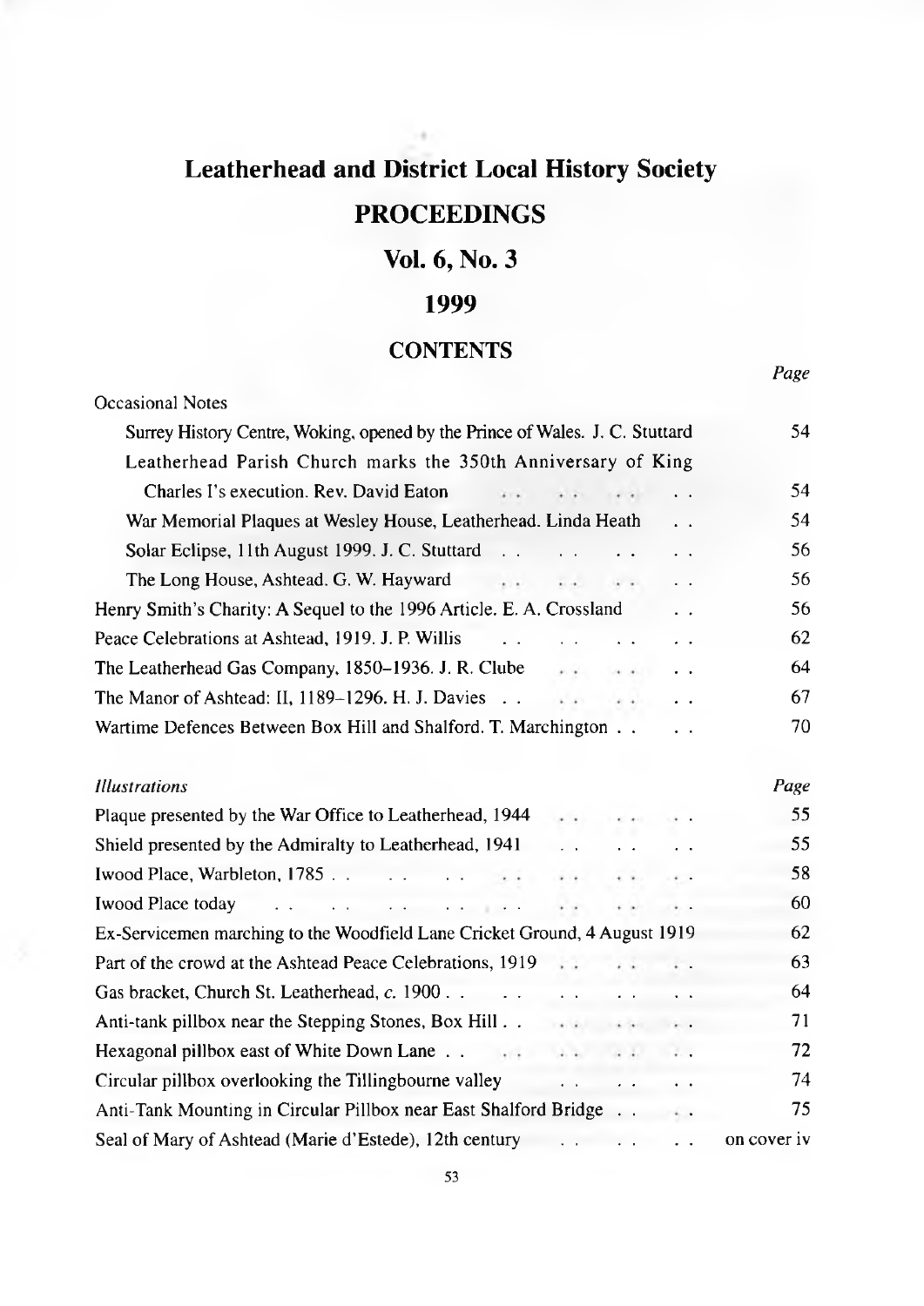# Leatherhead and District Local History Society

# PROCEEDINGS

## Vol. 6, No. 3

## 1999

### CONTENTS

| | Page |
|---|---|
| Occasional Notes | |
| Surrey History Centre, Woking, opened by the Prince of Wales. J. C. Stuttard | 54 |
| Leatherhead Parish Church marks the 350th Anniversary of King Charles I's execution. Rev. David Eaton | 54 |
| War Memorial Plaques at Wesley House, Leatherhead. Linda Heath | 54 |
| Solar Eclipse, 11th August 1999. J. C. Stuttard | 56 |
| The Long House, Ashtead. G. W. Hayward | 56 |
| Henry Smith's Charity: A Sequel to the 1996 Article. E. A. Crossland | 56 |
| Peace Celebrations at Ashtead, 1919. J. P. Willis | 62 |
| The Leatherhead Gas Company, 1850–1936. J. R. Clube | 64 |
| The Manor of Ashtead: II, 1189–1296. H. J. Davies | 67 |
| Wartime Defences Between Box Hill and Shalford. T. Marchington | 70 |

| *Illustrations* | *Page* |
|---|---|
| Plaque presented by the War Office to Leatherhead, 1944 | 55 |
| Shield presented by the Admiralty to Leatherhead, 1941 | 55 |
| Iwood Place, Warbleton, 1785 | 58 |
| Iwood Place today | 60 |
| Ex-Servicemen marching to the Woodfield Lane Cricket Ground, 4 August 1919 | 62 |
| Part of the crowd at the Ashtead Peace Celebrations, 1919 | 63 |
| Gas bracket, Church St. Leatherhead, *c.* 1900 | 64 |
| Anti-tank pillbox near the Stepping Stones, Box Hill | 71 |
| Hexagonal pillbox east of White Down Lane | 72 |
| Circular pillbox overlooking the Tillingbourne valley | 74 |
| Anti-Tank Mounting in Circular Pillbox near East Shalford Bridge | 75 |
| Seal of Mary of Ashtead (Marie d'Estede), 12th century | on cover iv |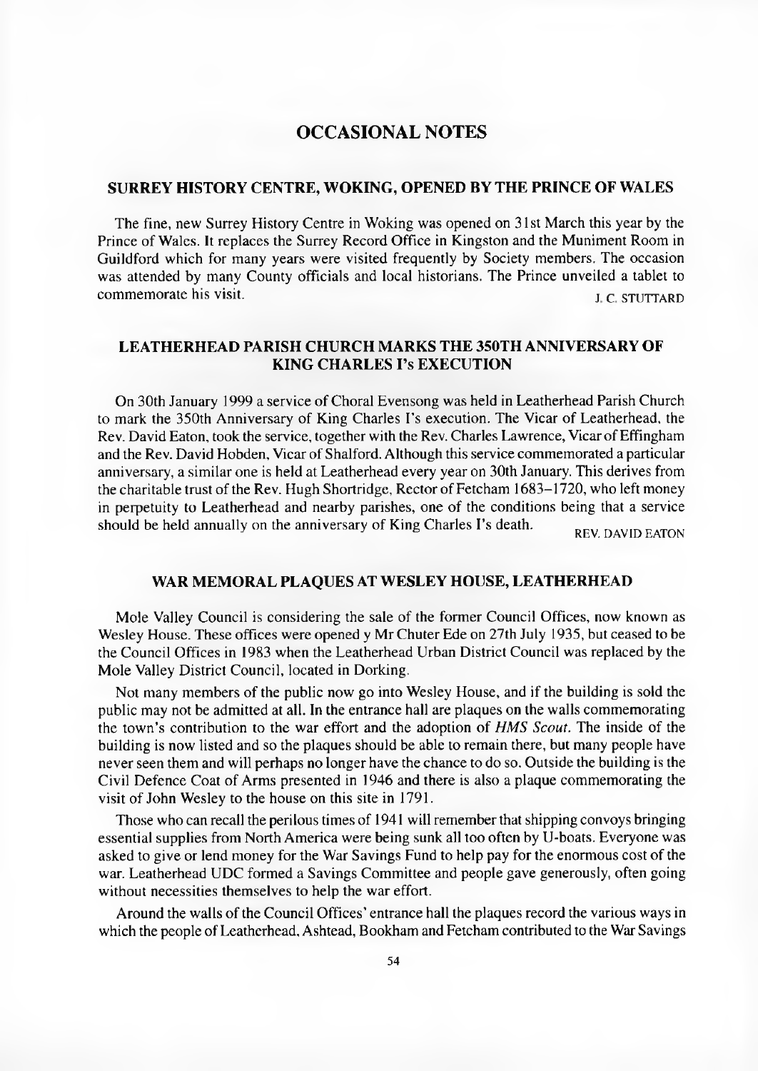# OCCASIONAL NOTES

## SURREY HISTORY CENTRE, WOKING, OPENED BY THE PRINCE OF WALES

The fine, new Surrey History Centre in Woking was opened on 31st March this year by the Prince of Wales. It replaces the Surrey Record Office in Kingston and the Muniment Room in Guildford which for many years were visited frequently by Society members. The occasion was attended by many County officials and local historians. The Prince unveiled a tablet to commemorate his visit.

J. C. STUTTARD

## LEATHERHEAD PARISH CHURCH MARKS THE 350TH ANNIVERSARY OF KING CHARLES I's EXECUTION

On 30th January 1999 a service of Choral Evensong was held in Leatherhead Parish Church to mark the 350th Anniversary of King Charles I's execution. The Vicar of Leatherhead, the Rev. David Eaton, took the service, together with the Rev. Charles Lawrence, Vicar of Effingham and the Rev. David Hobden, Vicar of Shalford. Although this service commemorated a particular anniversary, a similar one is held at Leatherhead every year on 30th January. This derives from the charitable trust of the Rev. Hugh Shortridge, Rector of Fetcham 1683–1720, who left money in perpetuity to Leatherhead and nearby parishes, one of the conditions being that a service should be held annually on the anniversary of King Charles I's death.

REV. DAVID EATON

## WAR MEMORAL PLAQUES AT WESLEY HOUSE, LEATHERHEAD

Mole Valley Council is considering the sale of the former Council Offices, now known as Wesley House. These offices were opened y Mr Chuter Ede on 27th July 1935, but ceased to be the Council Offices in 1983 when the Leatherhead Urban District Council was replaced by the Mole Valley District Council, located in Dorking.

Not many members of the public now go into Wesley House, and if the building is sold the public may not be admitted at all. In the entrance hall are plaques on the walls commemorating the town's contribution to the war effort and the adoption of *HMS Scout*. The inside of the building is now listed and so the plaques should be able to remain there, but many people have never seen them and will perhaps no longer have the chance to do so. Outside the building is the Civil Defence Coat of Arms presented in 1946 and there is also a plaque commemorating the visit of John Wesley to the house on this site in 1791.

Those who can recall the perilous times of 1941 will remember that shipping convoys bringing essential supplies from North America were being sunk all too often by U-boats. Everyone was asked to give or lend money for the War Savings Fund to help pay for the enormous cost of the war. Leatherhead UDC formed a Savings Committee and people gave generously, often going without necessities themselves to help the war effort.

Around the walls of the Council Offices' entrance hall the plaques record the various ways in which the people of Leatherhead, Ashtead, Bookham and Fetcham contributed to the War Savings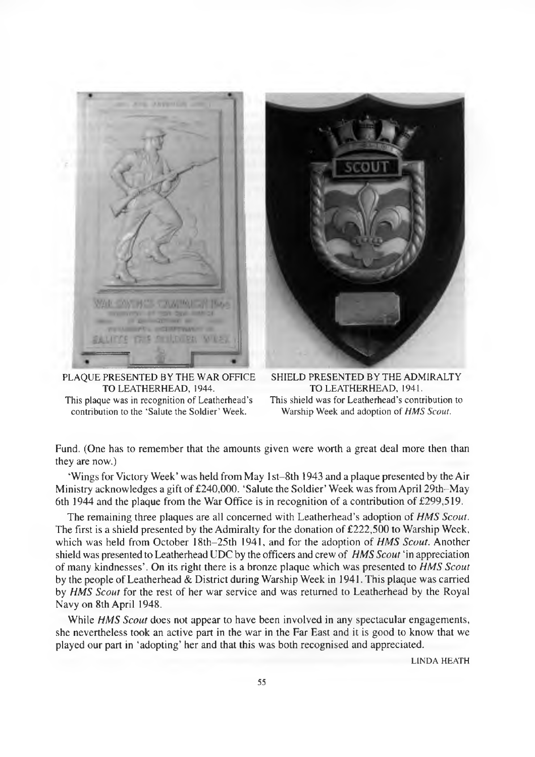PLAQUE PRESENTED BY THE WAR OFFICE TO LEATHERHEAD, 1944.
This plaque was in recognition of Leatherhead's contribution to the 'Salute the Soldier' Week.

SHIELD PRESENTED BY THE ADMIRALTY TO LEATHERHEAD, 1941.
This shield was for Leatherhead's contribution to Warship Week and adoption of *HMS Scout*.

Fund. (One has to remember that the amounts given were worth a great deal more then than they are now.)

'Wings for Victory Week' was held from May 1st–8th 1943 and a plaque presented by the Air Ministry acknowledges a gift of £240,000. 'Salute the Soldier' Week was from April 29th–May 6th 1944 and the plaque from the War Office is in recognition of a contribution of £299,519.

The remaining three plaques are all concerned with Leatherhead's adoption of *HMS Scout*. The first is a shield presented by the Admiralty for the donation of £222,500 to Warship Week, which was held from October 18th–25th 1941, and for the adoption of *HMS Scout*. Another shield was presented to Leatherhead UDC by the officers and crew of *HMS Scout* 'in appreciation of many kindnesses'. On its right there is a bronze plaque which was presented to *HMS Scout* by the people of Leatherhead & District during Warship Week in 1941. This plaque was carried by *HMS Scout* for the rest of her war service and was returned to Leatherhead by the Royal Navy on 8th April 1948.

While *HMS Scout* does not appear to have been involved in any spectacular engagements, she nevertheless took an active part in the war in the Far East and it is good to know that we played our part in 'adopting' her and that this was both recognised and appreciated.

LINDA HEATH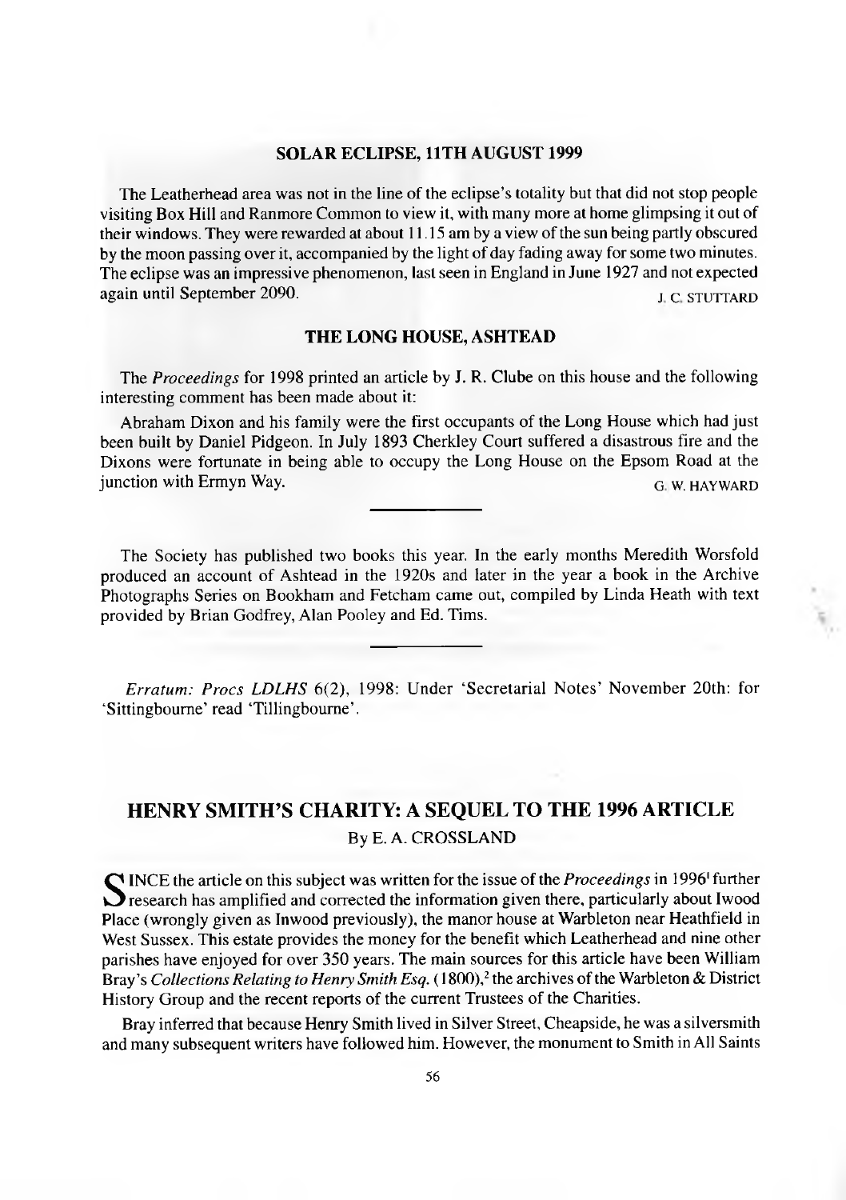## SOLAR ECLIPSE, 11TH AUGUST 1999

The Leatherhead area was not in the line of the eclipse's totality but that did not stop people visiting Box Hill and Ranmore Common to view it, with many more at home glimpsing it out of their windows. They were rewarded at about 11.15 am by a view of the sun being partly obscured by the moon passing over it, accompanied by the light of day fading away for some two minutes. The eclipse was an impressive phenomenon, last seen in England in June 1927 and not expected again until September 2090.

J. C. STUTTARD

## THE LONG HOUSE, ASHTEAD

The *Proceedings* for 1998 printed an article by J. R. Clube on this house and the following interesting comment has been made about it:

Abraham Dixon and his family were the first occupants of the Long House which had just been built by Daniel Pidgeon. In July 1893 Cherkley Court suffered a disastrous fire and the Dixons were fortunate in being able to occupy the Long House on the Epsom Road at the junction with Ermyn Way.

G. W. HAYWARD

---

The Society has published two books this year. In the early months Meredith Worsfold produced an account of Ashtead in the 1920s and later in the year a book in the Archive Photographs Series on Bookham and Fetcham came out, compiled by Linda Heath with text provided by Brian Godfrey, Alan Pooley and Ed. Tims.

---

*Erratum: Procs LDLHS* 6(2), 1998: Under 'Secretarial Notes' November 20th: for 'Sittingbourne' read 'Tillingbourne'.

# HENRY SMITH'S CHARITY: A SEQUEL TO THE 1996 ARTICLE

By E. A. CROSSLAND

SINCE the article on this subject was written for the issue of the *Proceedings* in 1996[1] further research has amplified and corrected the information given there, particularly about Iwood Place (wrongly given as Inwood previously), the manor house at Warbleton near Heathfield in West Sussex. This estate provides the money for the benefit which Leatherhead and nine other parishes have enjoyed for over 350 years. The main sources for this article have been William Bray's *Collections Relating to Henry Smith Esq.* (1800),[2] the archives of the Warbleton & District History Group and the recent reports of the current Trustees of the Charities.

Bray inferred that because Henry Smith lived in Silver Street, Cheapside, he was a silversmith and many subsequent writers have followed him. However, the monument to Smith in All Saints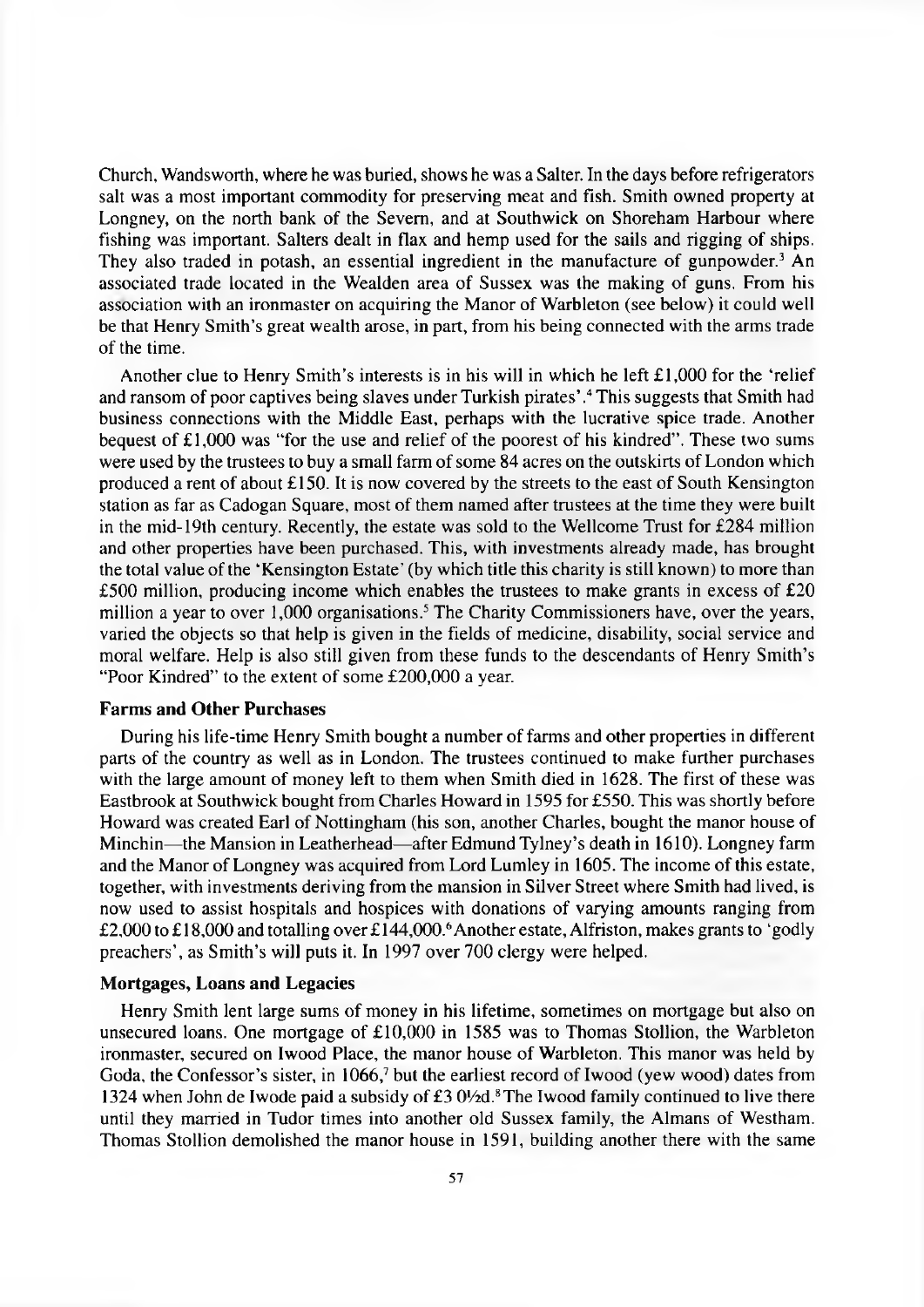Church, Wandsworth, where he was buried, shows he was a Salter. In the days before refrigerators salt was a most important commodity for preserving meat and fish. Smith owned property at Longney, on the north bank of the Severn, and at Southwick on Shoreham Harbour where fishing was important. Salters dealt in flax and hemp used for the sails and rigging of ships. They also traded in potash, an essential ingredient in the manufacture of gunpowder.[3] An associated trade located in the Wealden area of Sussex was the making of guns. From his association with an ironmaster on acquiring the Manor of Warbleton (see below) it could well be that Henry Smith's great wealth arose, in part, from his being connected with the arms trade of the time.

Another clue to Henry Smith's interests is in his will in which he left £1,000 for the 'relief and ransom of poor captives being slaves under Turkish pirates'.[4] This suggests that Smith had business connections with the Middle East, perhaps with the lucrative spice trade. Another bequest of £1,000 was "for the use and relief of the poorest of his kindred". These two sums were used by the trustees to buy a small farm of some 84 acres on the outskirts of London which produced a rent of about £150. It is now covered by the streets to the east of South Kensington station as far as Cadogan Square, most of them named after trustees at the time they were built in the mid-19th century. Recently, the estate was sold to the Wellcome Trust for £284 million and other properties have been purchased. This, with investments already made, has brought the total value of the 'Kensington Estate' (by which title this charity is still known) to more than £500 million, producing income which enables the trustees to make grants in excess of £20 million a year to over 1,000 organisations.[5] The Charity Commissioners have, over the years, varied the objects so that help is given in the fields of medicine, disability, social service and moral welfare. Help is also still given from these funds to the descendants of Henry Smith's "Poor Kindred" to the extent of some £200,000 a year.

### Farms and Other Purchases

During his life-time Henry Smith bought a number of farms and other properties in different parts of the country as well as in London. The trustees continued to make further purchases with the large amount of money left to them when Smith died in 1628. The first of these was Eastbrook at Southwick bought from Charles Howard in 1595 for £550. This was shortly before Howard was created Earl of Nottingham (his son, another Charles, bought the manor house of Minchin—the Mansion in Leatherhead—after Edmund Tylney's death in 1610). Longney farm and the Manor of Longney was acquired from Lord Lumley in 1605. The income of this estate, together, with investments deriving from the mansion in Silver Street where Smith had lived, is now used to assist hospitals and hospices with donations of varying amounts ranging from £2,000 to £18,000 and totalling over £144,000.[6] Another estate, Alfriston, makes grants to 'godly preachers', as Smith's will puts it. In 1997 over 700 clergy were helped.

### Mortgages, Loans and Legacies

Henry Smith lent large sums of money in his lifetime, sometimes on mortgage but also on unsecured loans. One mortgage of £10,000 in 1585 was to Thomas Stollion, the Warbleton ironmaster, secured on Iwood Place, the manor house of Warbleton. This manor was held by Goda, the Confessor's sister, in 1066,[7] but the earliest record of Iwood (yew wood) dates from 1324 when John de Iwode paid a subsidy of £3 0½d.[8] The Iwood family continued to live there until they married in Tudor times into another old Sussex family, the Almans of Westham. Thomas Stollion demolished the manor house in 1591, building another there with the same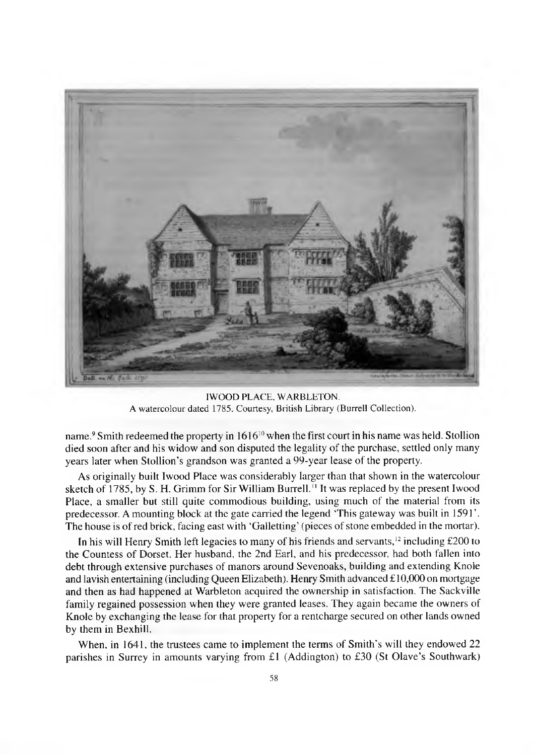IWOOD PLACE, WARBLETON.
A watercolour dated 1785. Courtesy, British Library (Burrell Collection).

name.[9] Smith redeemed the property in 1616[10] when the first court in his name was held. Stollion died soon after and his widow and son disputed the legality of the purchase, settled only many years later when Stollion's grandson was granted a 99-year lease of the property.

As originally built Iwood Place was considerably larger than that shown in the watercolour sketch of 1785, by S. H. Grimm for Sir William Burrell.[11] It was replaced by the present Iwood Place, a smaller but still quite commodious building, using much of the material from its predecessor. A mounting block at the gate carried the legend 'This gateway was built in 1591'. The house is of red brick, facing east with 'Galletting' (pieces of stone embedded in the mortar).

In his will Henry Smith left legacies to many of his friends and servants,[12] including £200 to the Countess of Dorset. Her husband, the 2nd Earl, and his predecessor, had both fallen into debt through extensive purchases of manors around Sevenoaks, building and extending Knole and lavish entertaining (including Queen Elizabeth). Henry Smith advanced £10,000 on mortgage and then as had happened at Warbleton acquired the ownership in satisfaction. The Sackville family regained possession when they were granted leases. They again became the owners of Knole by exchanging the lease for that property for a rentcharge secured on other lands owned by them in Bexhill.

When, in 1641, the trustees came to implement the terms of Smith's will they endowed 22 parishes in Surrey in amounts varying from £1 (Addington) to £30 (St Olave's Southwark)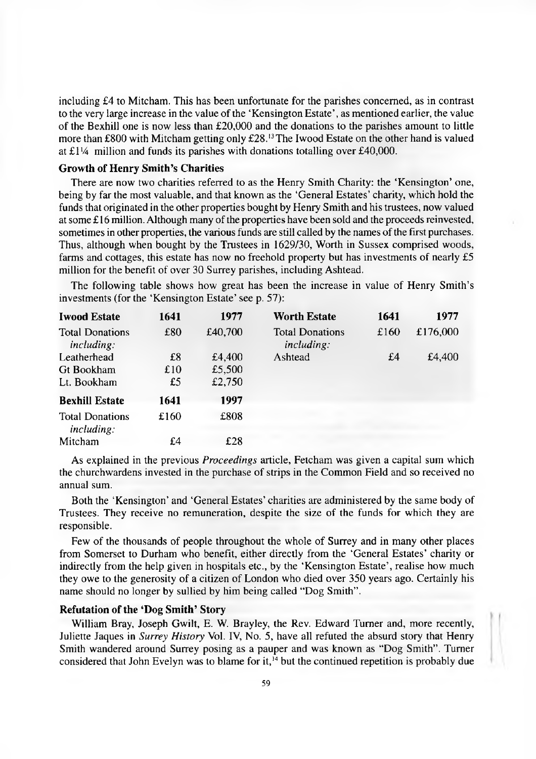including £4 to Mitcham. This has been unfortunate for the parishes concerned, as in contrast to the very large increase in the value of the 'Kensington Estate', as mentioned earlier, the value of the Bexhill one is now less than £20,000 and the donations to the parishes amount to little more than £800 with Mitcham getting only £28.[13] The Iwood Estate on the other hand is valued at £1¼ million and funds its parishes with donations totalling over £40,000.

**Growth of Henry Smith's Charities**

There are now two charities referred to as the Henry Smith Charity: the 'Kensington' one, being by far the most valuable, and that known as the 'General Estates' charity, which hold the funds that originated in the other properties bought by Henry Smith and his trustees, now valued at some £16 million. Although many of the properties have been sold and the proceeds reinvested, sometimes in other properties, the various funds are still called by the names of the first purchases. Thus, although when bought by the Trustees in 1629/30, Worth in Sussex comprised woods, farms and cottages, this estate has now no freehold property but has investments of nearly £5 million for the benefit of over 30 Surrey parishes, including Ashtead.

The following table shows how great has been the increase in value of Henry Smith's investments (for the 'Kensington Estate' see p. 57):

| **Iwood Estate** | **1641** | **1977** | **Worth Estate** | **1641** | **1977** |
|---|---|---|---|---|---|
| Total Donations *including:* | £80 | £40,700 | Total Donations *including:* | £160 | £176,000 |
| Leatherhead | £8 | £4,400 | Ashtead | £4 | £4,400 |
| Gt Bookham | £10 | £5,500 | | | |
| Lt. Bookham | £5 | £2,750 | | | |
| **Bexhill Estate** | **1641** | **1997** | | | |
| Total Donations *including:* | £160 | £808 | | | |
| Mitcham | £4 | £28 | | | |

As explained in the previous *Proceedings* article, Fetcham was given a capital sum which the churchwardens invested in the purchase of strips in the Common Field and so received no annual sum.

Both the 'Kensington' and 'General Estates' charities are administered by the same body of Trustees. They receive no remuneration, despite the size of the funds for which they are responsible.

Few of the thousands of people throughout the whole of Surrey and in many other places from Somerset to Durham who benefit, either directly from the 'General Estates' charity or indirectly from the help given in hospitals etc., by the 'Kensington Estate', realise how much they owe to the generosity of a citizen of London who died over 350 years ago. Certainly his name should no longer by sullied by him being called "Dog Smith".

**Refutation of the 'Dog Smith' Story**

William Bray, Joseph Gwilt, E. W. Brayley, the Rev. Edward Turner and, more recently, Juliette Jaques in *Surrey History* Vol. IV, No. 5, have all refuted the absurd story that Henry Smith wandered around Surrey posing as a pauper and was known as "Dog Smith". Turner considered that John Evelyn was to blame for it,[14] but the continued repetition is probably due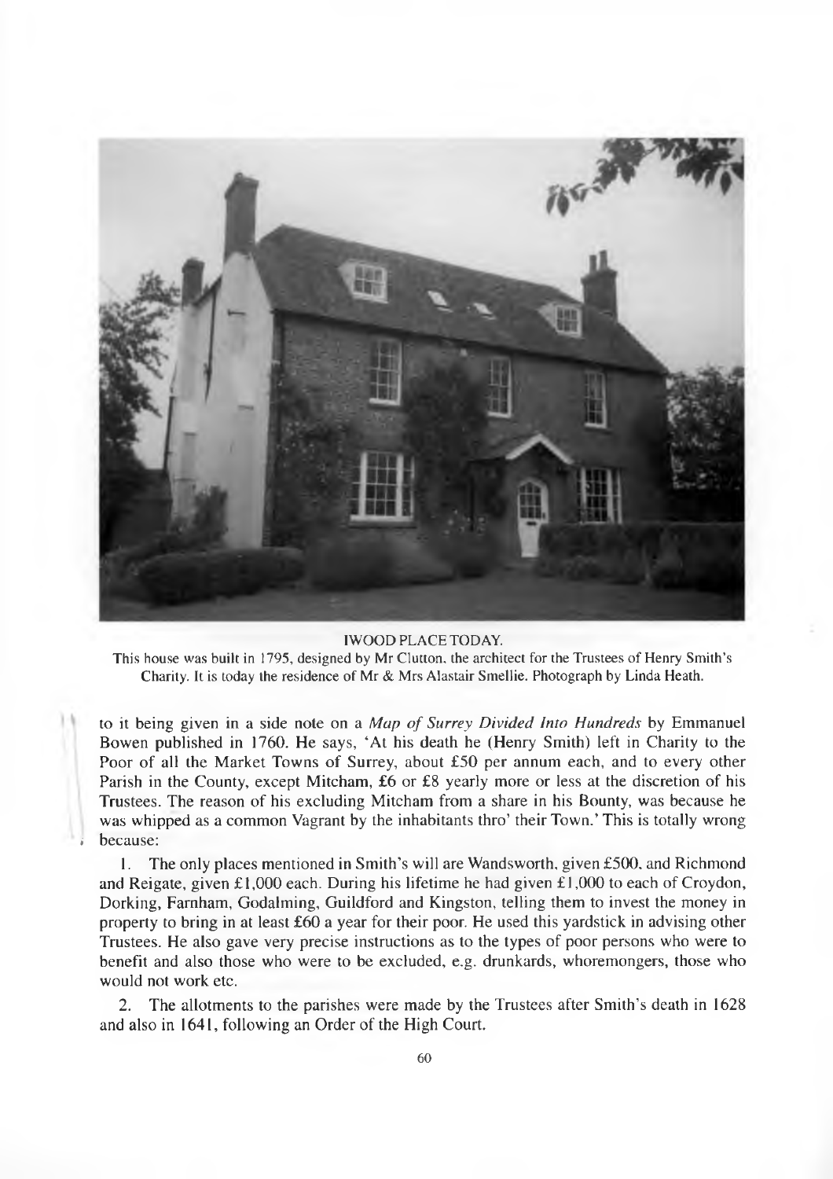IWOOD PLACE TODAY.

This house was built in 1795, designed by Mr Clutton, the architect for the Trustees of Henry Smith's Charity. It is today the residence of Mr & Mrs Alastair Smellie. Photograph by Linda Heath.

to it being given in a side note on a *Map of Surrey Divided Into Hundreds* by Emmanuel Bowen published in 1760. He says, 'At his death he (Henry Smith) left in Charity to the Poor of all the Market Towns of Surrey, about £50 per annum each, and to every other Parish in the County, except Mitcham, £6 or £8 yearly more or less at the discretion of his Trustees. The reason of his excluding Mitcham from a share in his Bounty, was because he was whipped as a common Vagrant by the inhabitants thro' their Town.' This is totally wrong because:

1. The only places mentioned in Smith's will are Wandsworth, given £500, and Richmond and Reigate, given £1,000 each. During his lifetime he had given £1,000 to each of Croydon, Dorking, Farnham, Godalming, Guildford and Kingston, telling them to invest the money in property to bring in at least £60 a year for their poor. He used this yardstick in advising other Trustees. He also gave very precise instructions as to the types of poor persons who were to benefit and also those who were to be excluded, e.g. drunkards, whoremongers, those who would not work etc.

2. The allotments to the parishes were made by the Trustees after Smith's death in 1628 and also in 1641, following an Order of the High Court.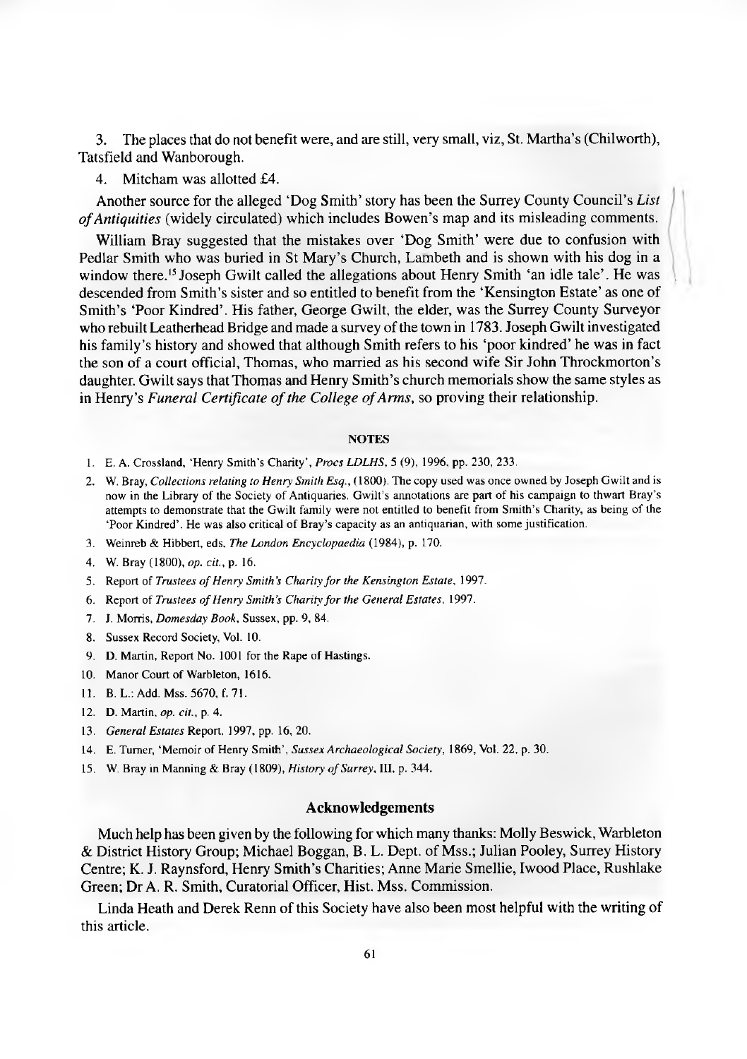3. The places that do not benefit were, and are still, very small, viz, St. Martha's (Chilworth), Tatsfield and Wanborough.

4. Mitcham was allotted £4.

Another source for the alleged 'Dog Smith' story has been the Surrey County Council's *List of Antiquities* (widely circulated) which includes Bowen's map and its misleading comments.

William Bray suggested that the mistakes over 'Dog Smith' were due to confusion with Pedlar Smith who was buried in St Mary's Church, Lambeth and is shown with his dog in a window there.[15] Joseph Gwilt called the allegations about Henry Smith 'an idle tale'. He was descended from Smith's sister and so entitled to benefit from the 'Kensington Estate' as one of Smith's 'Poor Kindred'. His father, George Gwilt, the elder, was the Surrey County Surveyor who rebuilt Leatherhead Bridge and made a survey of the town in 1783. Joseph Gwilt investigated his family's history and showed that although Smith refers to his 'poor kindred' he was in fact the son of a court official, Thomas, who married as his second wife Sir John Throckmorton's daughter. Gwilt says that Thomas and Henry Smith's church memorials show the same styles as in Henry's *Funeral Certificate of the College of Arms*, so proving their relationship.

### NOTES

1. E. A. Crossland, 'Henry Smith's Charity', *Procs LDLHS*, 5 (9), 1996, pp. 230, 233.
2. W. Bray, *Collections relating to Henry Smith Esq.*, (1800). The copy used was once owned by Joseph Gwilt and is now in the Library of the Society of Antiquaries. Gwilt's annotations are part of his campaign to thwart Bray's attempts to demonstrate that the Gwilt family were not entitled to benefit from Smith's Charity, as being of the 'Poor Kindred'. He was also critical of Bray's capacity as an antiquarian, with some justification.
3. Weinreb & Hibbert, eds, *The London Encyclopaedia* (1984), p. 170.
4. W. Bray (1800), *op. cit.*, p. 16.
5. Report of *Trustees of Henry Smith's Charity for the Kensington Estate*, 1997.
6. Report of *Trustees of Henry Smith's Charity for the General Estates*, 1997.
7. J. Morris, *Domesday Book*, Sussex, pp. 9, 84.
8. Sussex Record Society, Vol. 10.
9. D. Martin, Report No. 1001 for the Rape of Hastings.
10. Manor Court of Warbleton, 1616.
11. B. L.: Add. Mss. 5670, f. 71.
12. D. Martin, *op. cit.*, p. 4.
13. *General Estates* Report, 1997, pp. 16, 20.
14. E. Turner, 'Memoir of Henry Smith', *Sussex Archaeological Society*, 1869, Vol. 22, p. 30.
15. W. Bray in Manning & Bray (1809), *History of Surrey*, III, p. 344.

## Acknowledgements

Much help has been given by the following for which many thanks: Molly Beswick, Warbleton & District History Group; Michael Boggan, B. L. Dept. of Mss.; Julian Pooley, Surrey History Centre; K. J. Raynsford, Henry Smith's Charities; Anne Marie Smellie, Iwood Place, Rushlake Green; Dr A. R. Smith, Curatorial Officer, Hist. Mss. Commission.

Linda Heath and Derek Renn of this Society have also been most helpful with the writing of this article.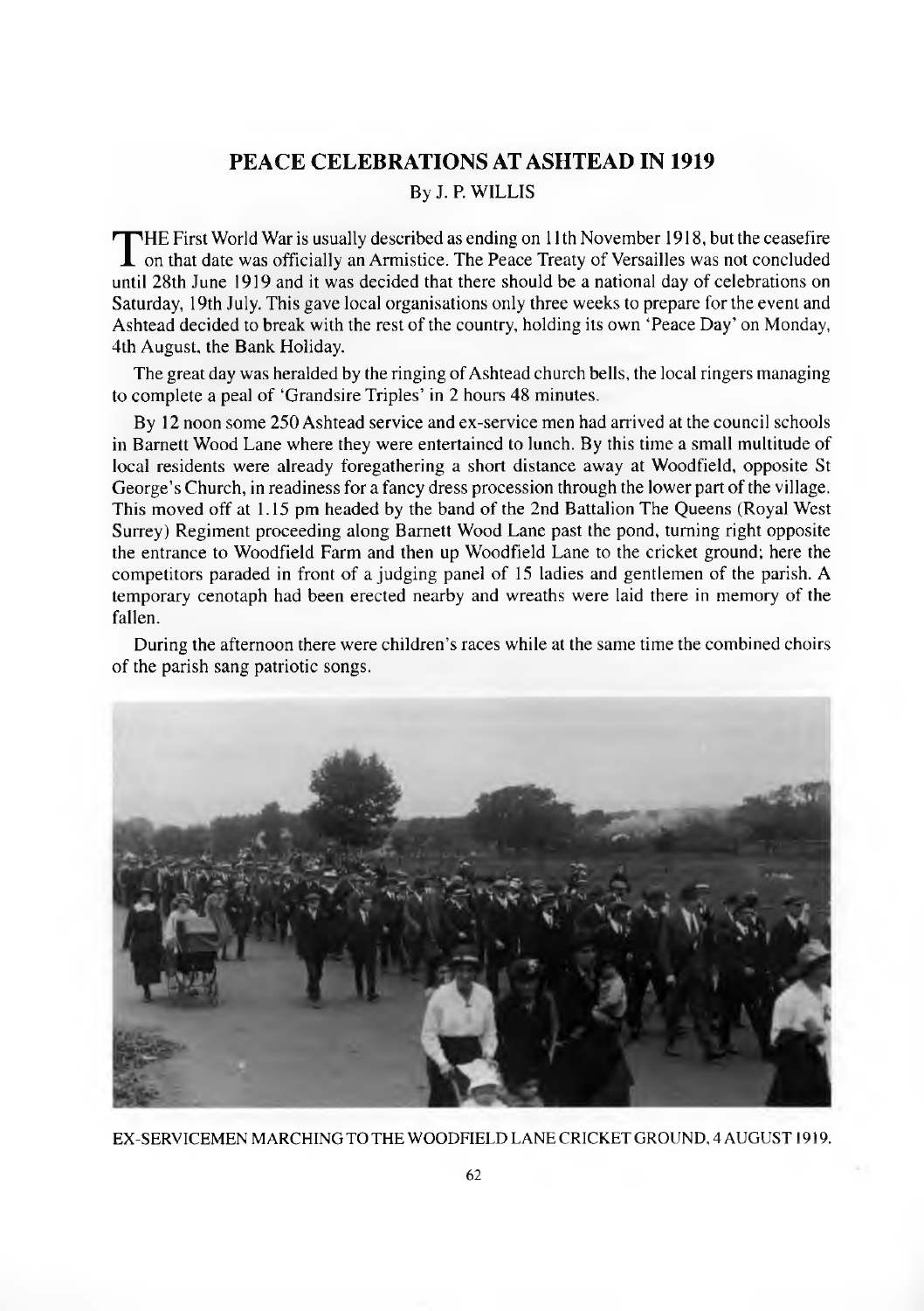# PEACE CELEBRATIONS AT ASHTEAD IN 1919

By J. P. WILLIS

THE First World War is usually described as ending on 11th November 1918, but the ceasefire on that date was officially an Armistice. The Peace Treaty of Versailles was not concluded until 28th June 1919 and it was decided that there should be a national day of celebrations on Saturday, 19th July. This gave local organisations only three weeks to prepare for the event and Ashtead decided to break with the rest of the country, holding its own 'Peace Day' on Monday, 4th August, the Bank Holiday.

The great day was heralded by the ringing of Ashtead church bells, the local ringers managing to complete a peal of 'Grandsire Triples' in 2 hours 48 minutes.

By 12 noon some 250 Ashtead service and ex-service men had arrived at the council schools in Barnett Wood Lane where they were entertained to lunch. By this time a small multitude of local residents were already foregathering a short distance away at Woodfield, opposite St George's Church, in readiness for a fancy dress procession through the lower part of the village. This moved off at 1.15 pm headed by the band of the 2nd Battalion The Queens (Royal West Surrey) Regiment proceeding along Barnett Wood Lane past the pond, turning right opposite the entrance to Woodfield Farm and then up Woodfield Lane to the cricket ground; here the competitors paraded in front of a judging panel of 15 ladies and gentlemen of the parish. A temporary cenotaph had been erected nearby and wreaths were laid there in memory of the fallen.

During the afternoon there were children's races while at the same time the combined choirs of the parish sang patriotic songs.

EX-SERVICEMEN MARCHING TO THE WOODFIELD LANE CRICKET GROUND, 4 AUGUST 1919.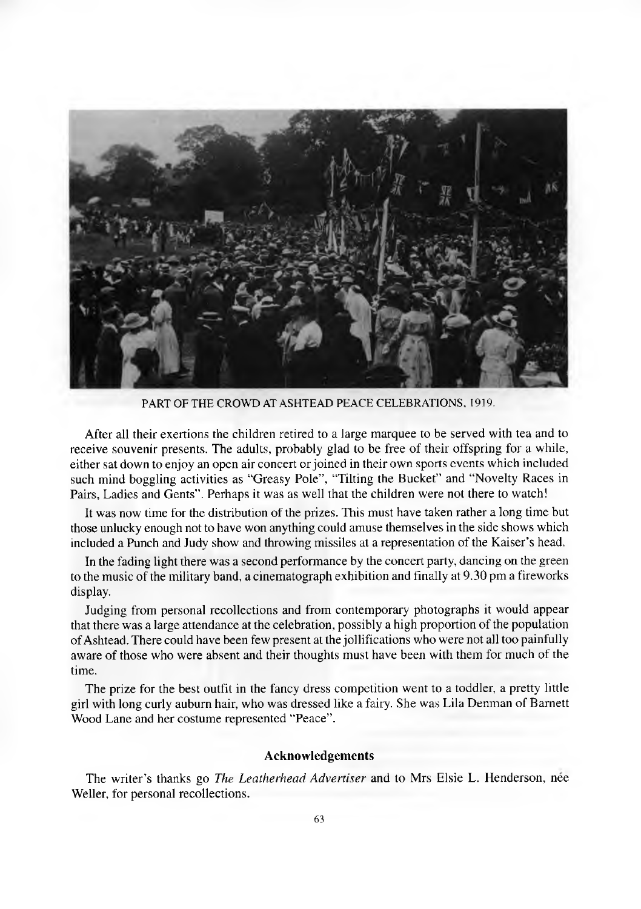PART OF THE CROWD AT ASHTEAD PEACE CELEBRATIONS, 1919.

After all their exertions the children retired to a large marquee to be served with tea and to receive souvenir presents. The adults, probably glad to be free of their offspring for a while, either sat down to enjoy an open air concert or joined in their own sports events which included such mind boggling activities as "Greasy Pole", "Tilting the Bucket" and "Novelty Races in Pairs, Ladies and Gents". Perhaps it was as well that the children were not there to watch!

It was now time for the distribution of the prizes. This must have taken rather a long time but those unlucky enough not to have won anything could amuse themselves in the side shows which included a Punch and Judy show and throwing missiles at a representation of the Kaiser's head.

In the fading light there was a second performance by the concert party, dancing on the green to the music of the military band, a cinematograph exhibition and finally at 9.30 pm a fireworks display.

Judging from personal recollections and from contemporary photographs it would appear that there was a large attendance at the celebration, possibly a high proportion of the population of Ashtead. There could have been few present at the jollifications who were not all too painfully aware of those who were absent and their thoughts must have been with them for much of the time.

The prize for the best outfit in the fancy dress competition went to a toddler, a pretty little girl with long curly auburn hair, who was dressed like a fairy. She was Lila Denman of Barnett Wood Lane and her costume represented "Peace".

### Acknowledgements

The writer's thanks go *The Leatherhead Advertiser* and to Mrs Elsie L. Henderson, née Weller, for personal recollections.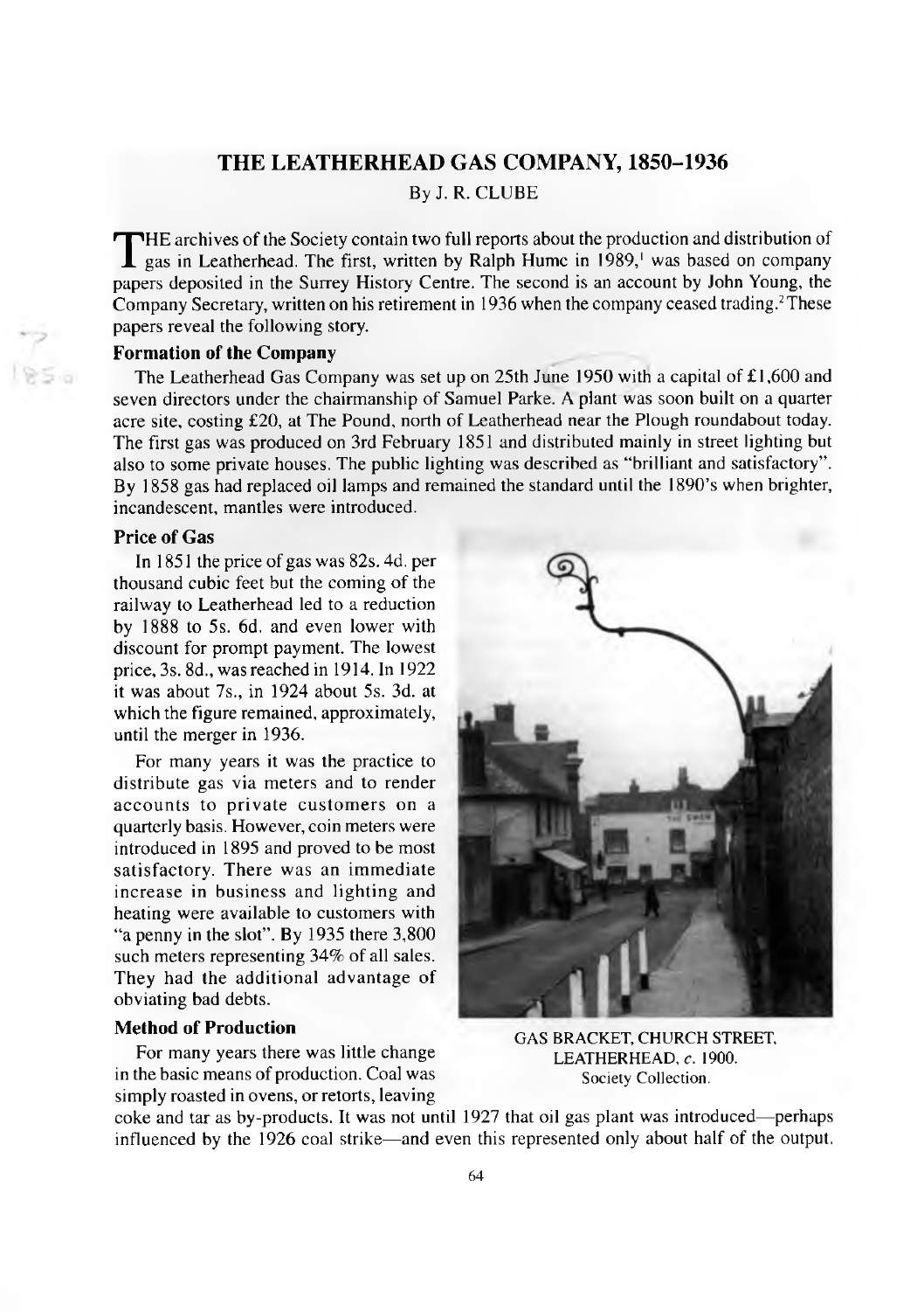# THE LEATHERHEAD GAS COMPANY, 1850–1936

By J. R. CLUBE

THE archives of the Society contain two full reports about the production and distribution of gas in Leatherhead. The first, written by Ralph Hume in 1989,[1] was based on company papers deposited in the Surrey History Centre. The second is an account by John Young, the Company Secretary, written on his retirement in 1936 when the company ceased trading.[2] These papers reveal the following story.

### Formation of the Company

The Leatherhead Gas Company was set up on 25th June 1950 with a capital of £1,600 and seven directors under the chairmanship of Samuel Parke. A plant was soon built on a quarter acre site, costing £20, at The Pound, north of Leatherhead near the Plough roundabout today. The first gas was produced on 3rd February 1851 and distributed mainly in street lighting but also to some private houses. The public lighting was described as "brilliant and satisfactory". By 1858 gas had replaced oil lamps and remained the standard until the 1890's when brighter, incandescent, mantles were introduced.

### Price of Gas

In 1851 the price of gas was 82s. 4d. per thousand cubic feet but the coming of the railway to Leatherhead led to a reduction by 1888 to 5s. 6d. and even lower with discount for prompt payment. The lowest price, 3s. 8d., was reached in 1914. In 1922 it was about 7s., in 1924 about 5s. 3d. at which the figure remained, approximately, until the merger in 1936.

For many years it was the practice to distribute gas via meters and to render accounts to private customers on a quarterly basis. However, coin meters were introduced in 1895 and proved to be most satisfactory. There was an immediate increase in business and lighting and heating were available to customers with "a penny in the slot". By 1935 there 3,800 such meters representing 34% of all sales. They had the additional advantage of obviating bad debts.

GAS BRACKET, CHURCH STREET, LEATHERHEAD, *c.* 1900.
Society Collection.

### Method of Production

For many years there was little change in the basic means of production. Coal was simply roasted in ovens, or retorts, leaving coke and tar as by-products. It was not until 1927 that oil gas plant was introduced—perhaps influenced by the 1926 coal strike—and even this represented only about half of the output.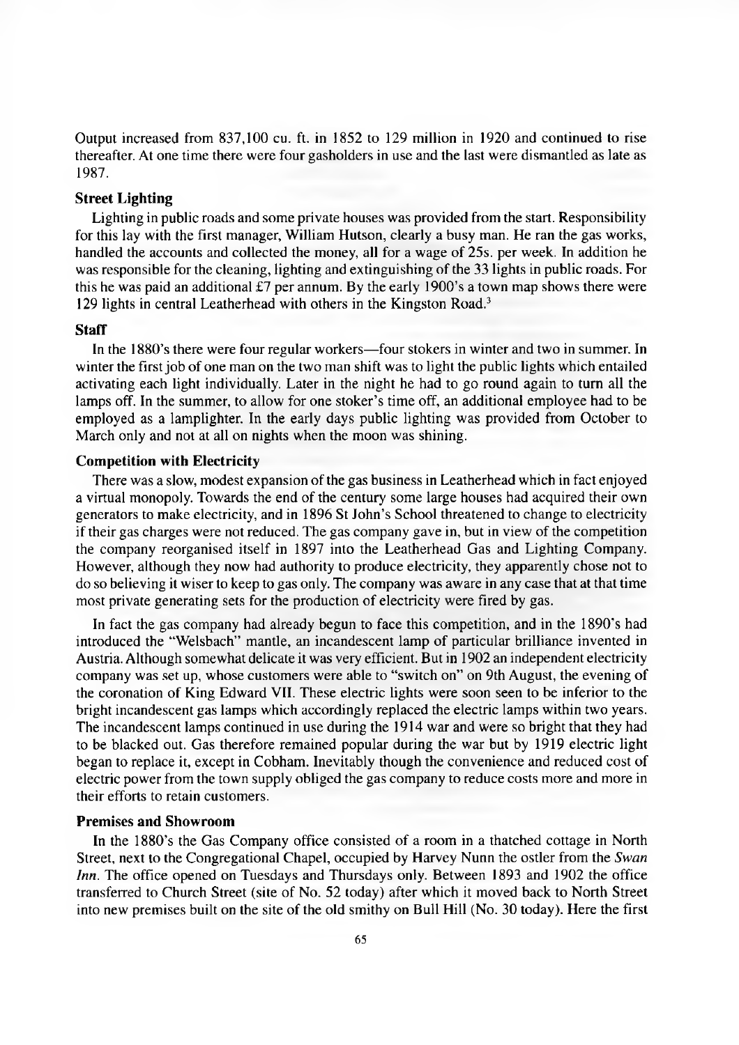Output increased from 837,100 cu. ft. in 1852 to 129 million in 1920 and continued to rise thereafter. At one time there were four gasholders in use and the last were dismantled as late as 1987.

### Street Lighting

Lighting in public roads and some private houses was provided from the start. Responsibility for this lay with the first manager, William Hutson, clearly a busy man. He ran the gas works, handled the accounts and collected the money, all for a wage of 25s. per week. In addition he was responsible for the cleaning, lighting and extinguishing of the 33 lights in public roads. For this he was paid an additional £7 per annum. By the early 1900's a town map shows there were 129 lights in central Leatherhead with others in the Kingston Road.[3]

### Staff

In the 1880's there were four regular workers—four stokers in winter and two in summer. In winter the first job of one man on the two man shift was to light the public lights which entailed activating each light individually. Later in the night he had to go round again to turn all the lamps off. In the summer, to allow for one stoker's time off, an additional employee had to be employed as a lamplighter. In the early days public lighting was provided from October to March only and not at all on nights when the moon was shining.

### Competition with Electricity

There was a slow, modest expansion of the gas business in Leatherhead which in fact enjoyed a virtual monopoly. Towards the end of the century some large houses had acquired their own generators to make electricity, and in 1896 St John's School threatened to change to electricity if their gas charges were not reduced. The gas company gave in, but in view of the competition the company reorganised itself in 1897 into the Leatherhead Gas and Lighting Company. However, although they now had authority to produce electricity, they apparently chose not to do so believing it wiser to keep to gas only. The company was aware in any case that at that time most private generating sets for the production of electricity were fired by gas.

In fact the gas company had already begun to face this competition, and in the 1890's had introduced the "Welsbach" mantle, an incandescent lamp of particular brilliance invented in Austria. Although somewhat delicate it was very efficient. But in 1902 an independent electricity company was set up, whose customers were able to "switch on" on 9th August, the evening of the coronation of King Edward VII. These electric lights were soon seen to be inferior to the bright incandescent gas lamps which accordingly replaced the electric lamps within two years. The incandescent lamps continued in use during the 1914 war and were so bright that they had to be blacked out. Gas therefore remained popular during the war but by 1919 electric light began to replace it, except in Cobham. Inevitably though the convenience and reduced cost of electric power from the town supply obliged the gas company to reduce costs more and more in their efforts to retain customers.

### Premises and Showroom

In the 1880's the Gas Company office consisted of a room in a thatched cottage in North Street, next to the Congregational Chapel, occupied by Harvey Nunn the ostler from the *Swan Inn*. The office opened on Tuesdays and Thursdays only. Between 1893 and 1902 the office transferred to Church Street (site of No. 52 today) after which it moved back to North Street into new premises built on the site of the old smithy on Bull Hill (No. 30 today). Here the first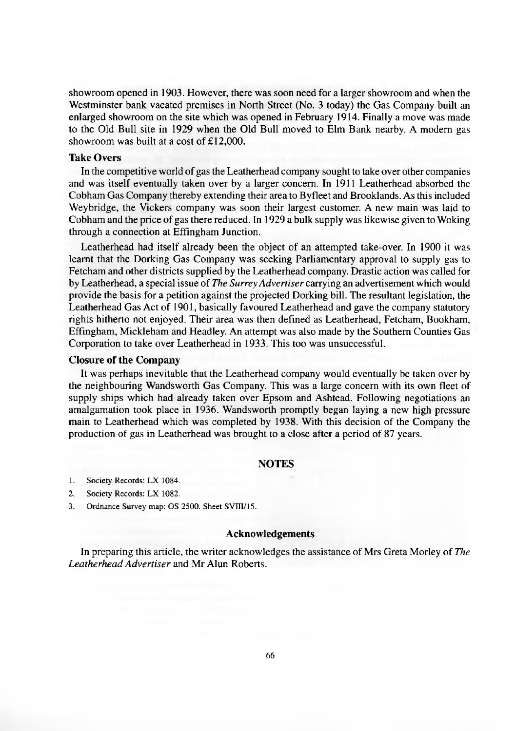showroom opened in 1903. However, there was soon need for a larger showroom and when the Westminster bank vacated premises in North Street (No. 3 today) the Gas Company built an enlarged showroom on the site which was opened in February 1914. Finally a move was made to the Old Bull site in 1929 when the Old Bull moved to Elm Bank nearby. A modern gas showroom was built at a cost of £12,000.

### Take Overs

In the competitive world of gas the Leatherhead company sought to take over other companies and was itself eventually taken over by a larger concern. In 1911 Leatherhead absorbed the Cobham Gas Company thereby extending their area to Byfleet and Brooklands. As this included Weybridge, the Vickers company was soon their largest customer. A new main was laid to Cobham and the price of gas there reduced. In 1929 a bulk supply was likewise given to Woking through a connection at Effingham Junction.

Leatherhead had itself already been the object of an attempted take-over. In 1900 it was learnt that the Dorking Gas Company was seeking Parliamentary approval to supply gas to Fetcham and other districts supplied by the Leatherhead company. Drastic action was called for by Leatherhead, a special issue of *The Surrey Advertiser* carrying an advertisement which would provide the basis for a petition against the projected Dorking bill. The resultant legislation, the Leatherhead Gas Act of 1901, basically favoured Leatherhead and gave the company statutory rights hitherto not enjoyed. Their area was then defined as Leatherhead, Fetcham, Bookham, Effingham, Mickleham and Headley. An attempt was also made by the Southern Counties Gas Corporation to take over Leatherhead in 1933. This too was unsuccessful.

### Closure of the Company

It was perhaps inevitable that the Leatherhead company would eventually be taken over by the neighbouring Wandsworth Gas Company. This was a large concern with its own fleet of supply ships which had already taken over Epsom and Ashtead. Following negotiations an amalgamation took place in 1936. Wandsworth promptly began laying a new high pressure main to Leatherhead which was completed by 1938. With this decision of the Company the production of gas in Leatherhead was brought to a close after a period of 87 years.

## NOTES

1. Society Records: LX 1084.
2. Society Records: LX 1082.
3. Ordnance Survey map: OS 2500. Sheet SVIII/15.

### Acknowledgements

In preparing this article, the writer acknowledges the assistance of Mrs Greta Morley of *The Leatherhead Advertiser* and Mr Alun Roberts.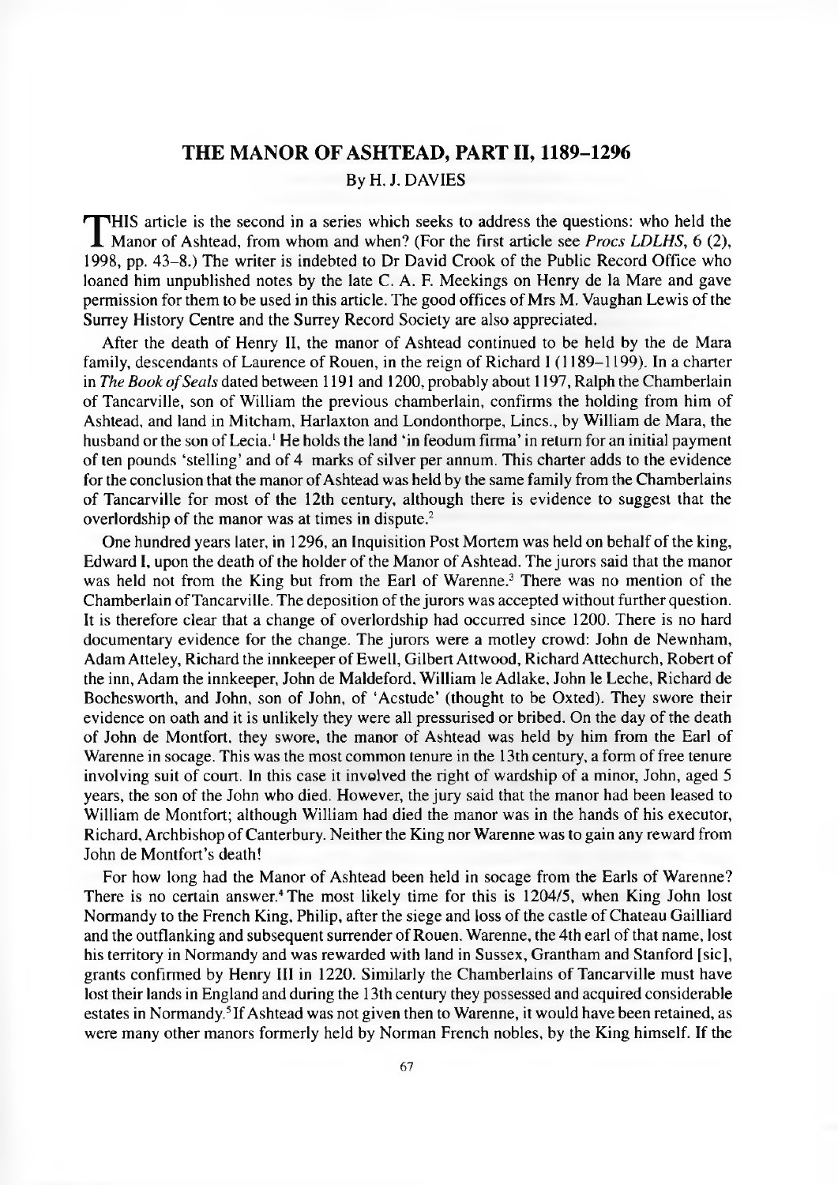# THE MANOR OF ASHTEAD, PART II, 1189–1296

By H. J. DAVIES

THIS article is the second in a series which seeks to address the questions: who held the Manor of Ashtead, from whom and when? (For the first article see *Procs LDLHS*, 6 (2), 1998, pp. 43–8.) The writer is indebted to Dr David Crook of the Public Record Office who loaned him unpublished notes by the late C. A. F. Meekings on Henry de la Mare and gave permission for them to be used in this article. The good offices of Mrs M. Vaughan Lewis of the Surrey History Centre and the Surrey Record Society are also appreciated.

After the death of Henry II, the manor of Ashtead continued to be held by the de Mara family, descendants of Laurence of Rouen, in the reign of Richard I (1189–1199). In a charter in *The Book of Seals* dated between 1191 and 1200, probably about 1197, Ralph the Chamberlain of Tancarville, son of William the previous chamberlain, confirms the holding from him of Ashtead, and land in Mitcham, Harlaxton and Londonthorpe, Lincs., by William de Mara, the husband or the son of Lecia.[1] He holds the land 'in feodum firma' in return for an initial payment of ten pounds 'stelling' and of 4 marks of silver per annum. This charter adds to the evidence for the conclusion that the manor of Ashtead was held by the same family from the Chamberlains of Tancarville for most of the 12th century, although there is evidence to suggest that the overlordship of the manor was at times in dispute.[2]

One hundred years later, in 1296, an Inquisition Post Mortem was held on behalf of the king, Edward I, upon the death of the holder of the Manor of Ashtead. The jurors said that the manor was held not from the King but from the Earl of Warenne.[3] There was no mention of the Chamberlain of Tancarville. The deposition of the jurors was accepted without further question. It is therefore clear that a change of overlordship had occurred since 1200. There is no hard documentary evidence for the change. The jurors were a motley crowd: John de Newnham, Adam Atteley, Richard the innkeeper of Ewell, Gilbert Attwood, Richard Attechurch, Robert of the inn, Adam the innkeeper, John de Maldeford, William le Adlake, John le Leche, Richard de Bochesworth, and John, son of John, of 'Acstude' (thought to be Oxted). They swore their evidence on oath and it is unlikely they were all pressurised or bribed. On the day of the death of John de Montfort, they swore, the manor of Ashtead was held by him from the Earl of Warenne in socage. This was the most common tenure in the 13th century, a form of free tenure involving suit of court. In this case it involved the right of wardship of a minor, John, aged 5 years, the son of the John who died. However, the jury said that the manor had been leased to William de Montfort; although William had died the manor was in the hands of his executor, Richard, Archbishop of Canterbury. Neither the King nor Warenne was to gain any reward from John de Montfort's death!

For how long had the Manor of Ashtead been held in socage from the Earls of Warenne? There is no certain answer.[4] The most likely time for this is 1204/5, when King John lost Normandy to the French King, Philip, after the siege and loss of the castle of Chateau Gailliard and the outflanking and subsequent surrender of Rouen. Warenne, the 4th earl of that name, lost his territory in Normandy and was rewarded with land in Sussex, Grantham and Stanford [sic], grants confirmed by Henry III in 1220. Similarly the Chamberlains of Tancarville must have lost their lands in England and during the 13th century they possessed and acquired considerable estates in Normandy.[5] If Ashtead was not given then to Warenne, it would have been retained, as were many other manors formerly held by Norman French nobles, by the King himself. If the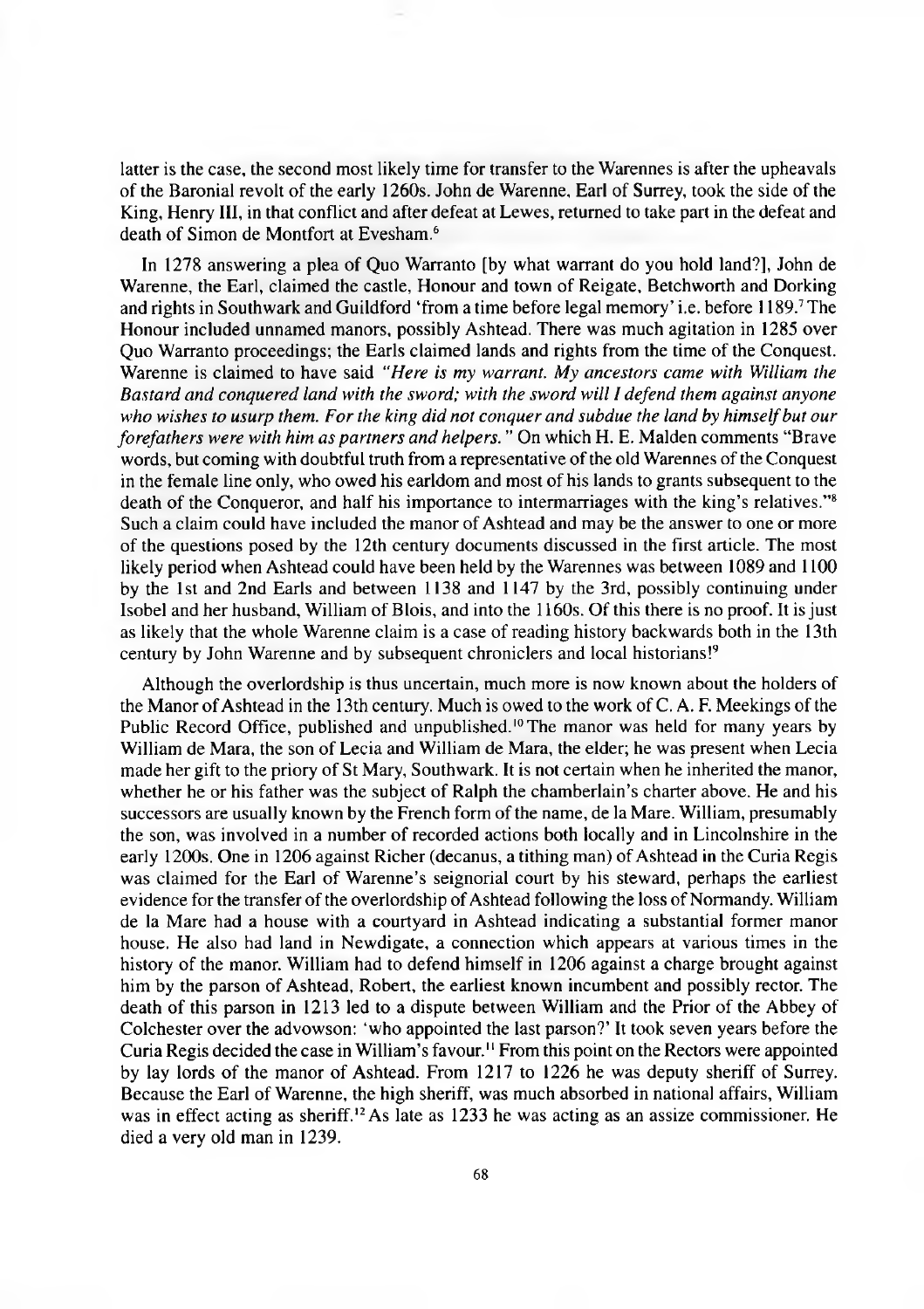latter is the case, the second most likely time for transfer to the Warennes is after the upheavals of the Baronial revolt of the early 1260s. John de Warenne, Earl of Surrey, took the side of the King, Henry III, in that conflict and after defeat at Lewes, returned to take part in the defeat and death of Simon de Montfort at Evesham.[6]

In 1278 answering a plea of Quo Warranto [by what warrant do you hold land?], John de Warenne, the Earl, claimed the castle, Honour and town of Reigate, Betchworth and Dorking and rights in Southwark and Guildford 'from a time before legal memory' i.e. before 1189.[7] The Honour included unnamed manors, possibly Ashtead. There was much agitation in 1285 over Quo Warranto proceedings; the Earls claimed lands and rights from the time of the Conquest. Warenne is claimed to have said *"Here is my warrant. My ancestors came with William the Bastard and conquered land with the sword; with the sword will I defend them against anyone who wishes to usurp them. For the king did not conquer and subdue the land by himself but our forefathers were with him as partners and helpers."* On which H. E. Malden comments "Brave words, but coming with doubtful truth from a representative of the old Warennes of the Conquest in the female line only, who owed his earldom and most of his lands to grants subsequent to the death of the Conqueror, and half his importance to intermarriages with the king's relatives."[8] Such a claim could have included the manor of Ashtead and may be the answer to one or more of the questions posed by the 12th century documents discussed in the first article. The most likely period when Ashtead could have been held by the Warennes was between 1089 and 1100 by the 1st and 2nd Earls and between 1138 and 1147 by the 3rd, possibly continuing under Isobel and her husband, William of Blois, and into the 1160s. Of this there is no proof. It is just as likely that the whole Warenne claim is a case of reading history backwards both in the 13th century by John Warenne and by subsequent chroniclers and local historians![9]

Although the overlordship is thus uncertain, much more is now known about the holders of the Manor of Ashtead in the 13th century. Much is owed to the work of C. A. F. Meekings of the Public Record Office, published and unpublished.[10] The manor was held for many years by William de Mara, the son of Lecia and William de Mara, the elder; he was present when Lecia made her gift to the priory of St Mary, Southwark. It is not certain when he inherited the manor, whether he or his father was the subject of Ralph the chamberlain's charter above. He and his successors are usually known by the French form of the name, de la Mare. William, presumably the son, was involved in a number of recorded actions both locally and in Lincolnshire in the early 1200s. One in 1206 against Richer (decanus, a tithing man) of Ashtead in the Curia Regis was claimed for the Earl of Warenne's seignorial court by his steward, perhaps the earliest evidence for the transfer of the overlordship of Ashtead following the loss of Normandy. William de la Mare had a house with a courtyard in Ashtead indicating a substantial former manor house. He also had land in Newdigate, a connection which appears at various times in the history of the manor. William had to defend himself in 1206 against a charge brought against him by the parson of Ashtead, Robert, the earliest known incumbent and possibly rector. The death of this parson in 1213 led to a dispute between William and the Prior of the Abbey of Colchester over the advowson: 'who appointed the last parson?' It took seven years before the Curia Regis decided the case in William's favour.[11] From this point on the Rectors were appointed by lay lords of the manor of Ashtead. From 1217 to 1226 he was deputy sheriff of Surrey. Because the Earl of Warenne, the high sheriff, was much absorbed in national affairs, William was in effect acting as sheriff.[12] As late as 1233 he was acting as an assize commissioner. He died a very old man in 1239.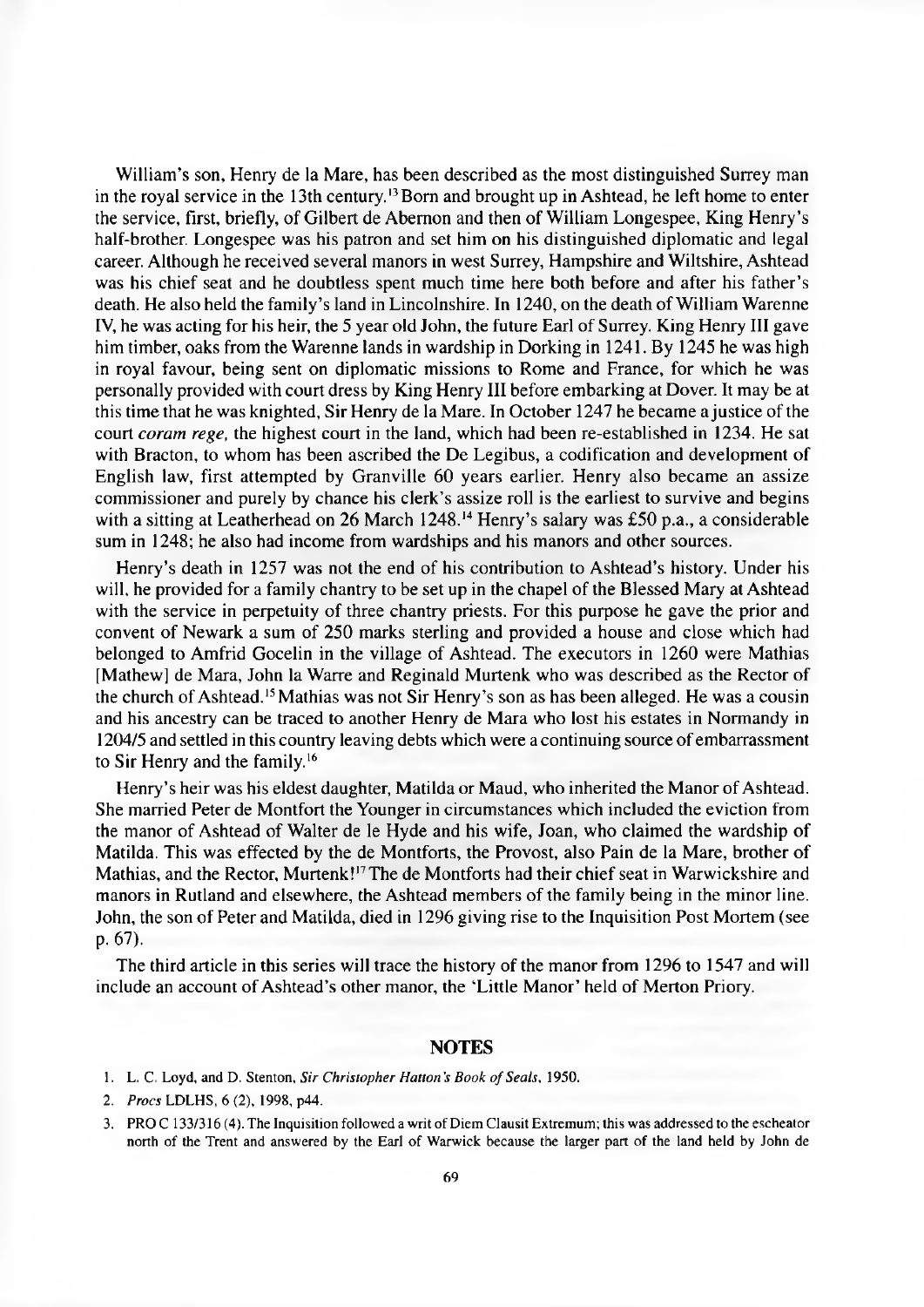William's son, Henry de la Mare, has been described as the most distinguished Surrey man in the royal service in the 13th century.[13] Born and brought up in Ashtead, he left home to enter the service, first, briefly, of Gilbert de Abernon and then of William Longespee, King Henry's half-brother. Longespee was his patron and set him on his distinguished diplomatic and legal career. Although he received several manors in west Surrey, Hampshire and Wiltshire, Ashtead was his chief seat and he doubtless spent much time here both before and after his father's death. He also held the family's land in Lincolnshire. In 1240, on the death of William Warenne IV, he was acting for his heir, the 5 year old John, the future Earl of Surrey. King Henry III gave him timber, oaks from the Warenne lands in wardship in Dorking in 1241. By 1245 he was high in royal favour, being sent on diplomatic missions to Rome and France, for which he was personally provided with court dress by King Henry III before embarking at Dover. It may be at this time that he was knighted, Sir Henry de la Mare. In October 1247 he became a justice of the court *coram rege*, the highest court in the land, which had been re-established in 1234. He sat with Bracton, to whom has been ascribed the De Legibus, a codification and development of English law, first attempted by Granville 60 years earlier. Henry also became an assize commissioner and purely by chance his clerk's assize roll is the earliest to survive and begins with a sitting at Leatherhead on 26 March 1248.[14] Henry's salary was £50 p.a., a considerable sum in 1248; he also had income from wardships and his manors and other sources.

Henry's death in 1257 was not the end of his contribution to Ashtead's history. Under his will, he provided for a family chantry to be set up in the chapel of the Blessed Mary at Ashtead with the service in perpetuity of three chantry priests. For this purpose he gave the prior and convent of Newark a sum of 250 marks sterling and provided a house and close which had belonged to Amfrid Gocelin in the village of Ashtead. The executors in 1260 were Mathias [Mathew] de Mara, John la Warre and Reginald Murtenk who was described as the Rector of the church of Ashtead.[15] Mathias was not Sir Henry's son as has been alleged. He was a cousin and his ancestry can be traced to another Henry de Mara who lost his estates in Normandy in 1204/5 and settled in this country leaving debts which were a continuing source of embarrassment to Sir Henry and the family.[16]

Henry's heir was his eldest daughter, Matilda or Maud, who inherited the Manor of Ashtead. She married Peter de Montfort the Younger in circumstances which included the eviction from the manor of Ashtead of Walter de le Hyde and his wife, Joan, who claimed the wardship of Matilda. This was effected by the de Montforts, the Provost, also Pain de la Mare, brother of Mathias, and the Rector, Murtenk![17] The de Montforts had their chief seat in Warwickshire and manors in Rutland and elsewhere, the Ashtead members of the family being in the minor line. John, the son of Peter and Matilda, died in 1296 giving rise to the Inquisition Post Mortem (see p. 67).

The third article in this series will trace the history of the manor from 1296 to 1547 and will include an account of Ashtead's other manor, the 'Little Manor' held of Merton Priory.

## NOTES

1. L. C. Loyd, and D. Stenton, *Sir Christopher Hatton's Book of Seals*, 1950.
2. *Procs* LDLHS, 6 (2), 1998, p44.
3. PRO C 133/316 (4). The Inquisition followed a writ of Diem Clausit Extremum; this was addressed to the escheator north of the Trent and answered by the Earl of Warwick because the larger part of the land held by John de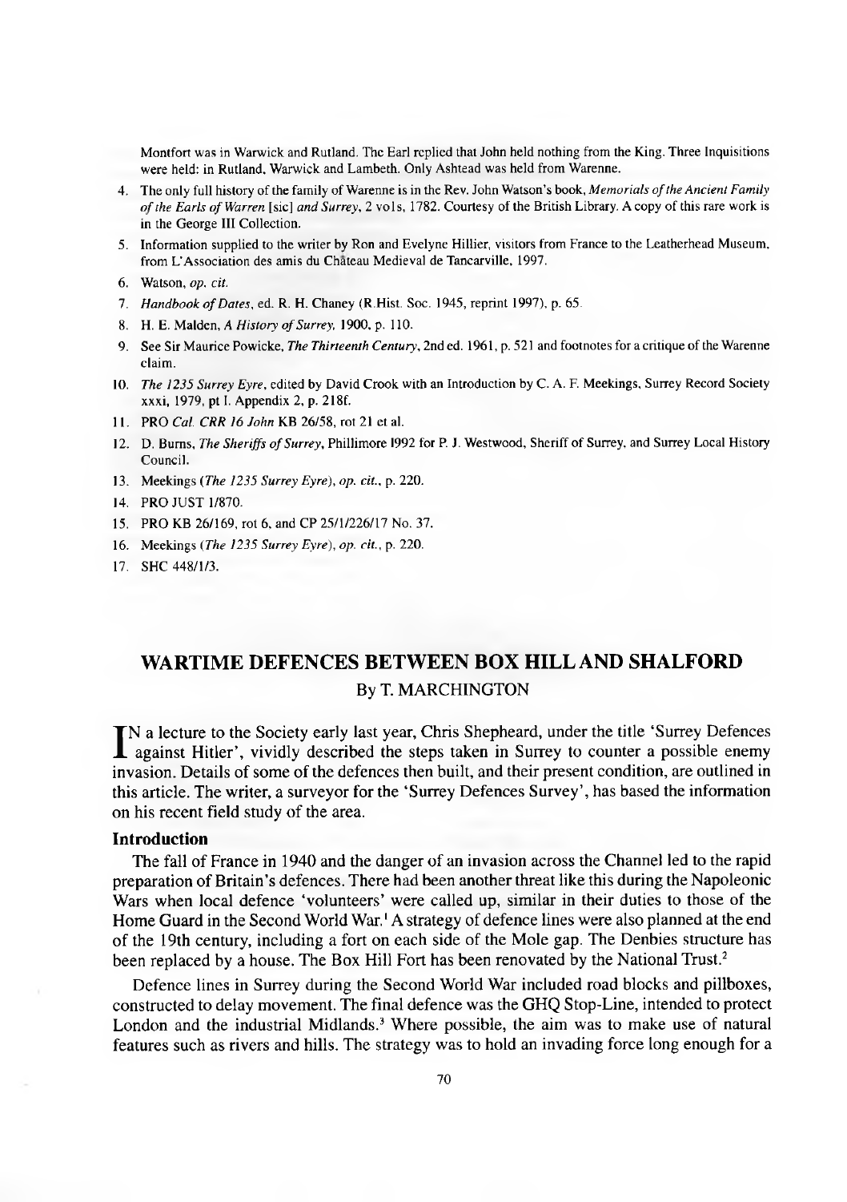Montfort was in Warwick and Rutland. The Earl replied that John held nothing from the King. Three Inquisitions were held: in Rutland, Warwick and Lambeth. Only Ashtead was held from Warenne.

4. The only full history of the family of Warenne is in the Rev. John Watson's book, *Memorials of the Ancient Family of the Earls of Warren* [sic] *and Surrey*, 2 vols, 1782. Courtesy of the British Library. A copy of this rare work is in the George III Collection.
5. Information supplied to the writer by Ron and Evelyne Hillier, visitors from France to the Leatherhead Museum, from L'Association des amis du Château Medieval de Tancarville, 1997.
6. Watson, *op. cit.*
7. *Handbook of Dates*, ed. R. H. Chaney (R.Hist. Soc. 1945, reprint 1997), p. 65.
8. H. E. Malden, *A History of Surrey*, 1900, p. 110.
9. See Sir Maurice Powicke, *The Thirteenth Century*, 2nd ed. 1961, p. 521 and footnotes for a critique of the Warenne claim.
10. *The 1235 Surrey Eyre*, edited by David Crook with an Introduction by C. A. F. Meekings, Surrey Record Society xxxi, 1979, pt I. Appendix 2, p. 218f.
11. PRO *Cal. CRR 16 John* KB 26/58, rot 21 et al.
12. D. Burns, *The Sheriffs of Surrey*, Phillimore 1992 for P. J. Westwood, Sheriff of Surrey, and Surrey Local History Council.
13. Meekings (*The 1235 Surrey Eyre*), *op. cit.*, p. 220.
14. PRO JUST 1/870.
15. PRO KB 26/169, rot 6, and CP 25/1/226/17 No. 37.
16. Meekings (*The 1235 Surrey Eyre*), *op. cit.*, p. 220.
17. SHC 448/1/3.

# WARTIME DEFENCES BETWEEN BOX HILL AND SHALFORD

By T. MARCHINGTON

IN a lecture to the Society early last year, Chris Shepheard, under the title 'Surrey Defences against Hitler', vividly described the steps taken in Surrey to counter a possible enemy invasion. Details of some of the defences then built, and their present condition, are outlined in this article. The writer, a surveyor for the 'Surrey Defences Survey', has based the information on his recent field study of the area.

## Introduction

The fall of France in 1940 and the danger of an invasion across the Channel led to the rapid preparation of Britain's defences. There had been another threat like this during the Napoleonic Wars when local defence 'volunteers' were called up, similar in their duties to those of the Home Guard in the Second World War.[1] A strategy of defence lines were also planned at the end of the 19th century, including a fort on each side of the Mole gap. The Denbies structure has been replaced by a house. The Box Hill Fort has been renovated by the National Trust.[2]

Defence lines in Surrey during the Second World War included road blocks and pillboxes, constructed to delay movement. The final defence was the GHQ Stop-Line, intended to protect London and the industrial Midlands.[3] Where possible, the aim was to make use of natural features such as rivers and hills. The strategy was to hold an invading force long enough for a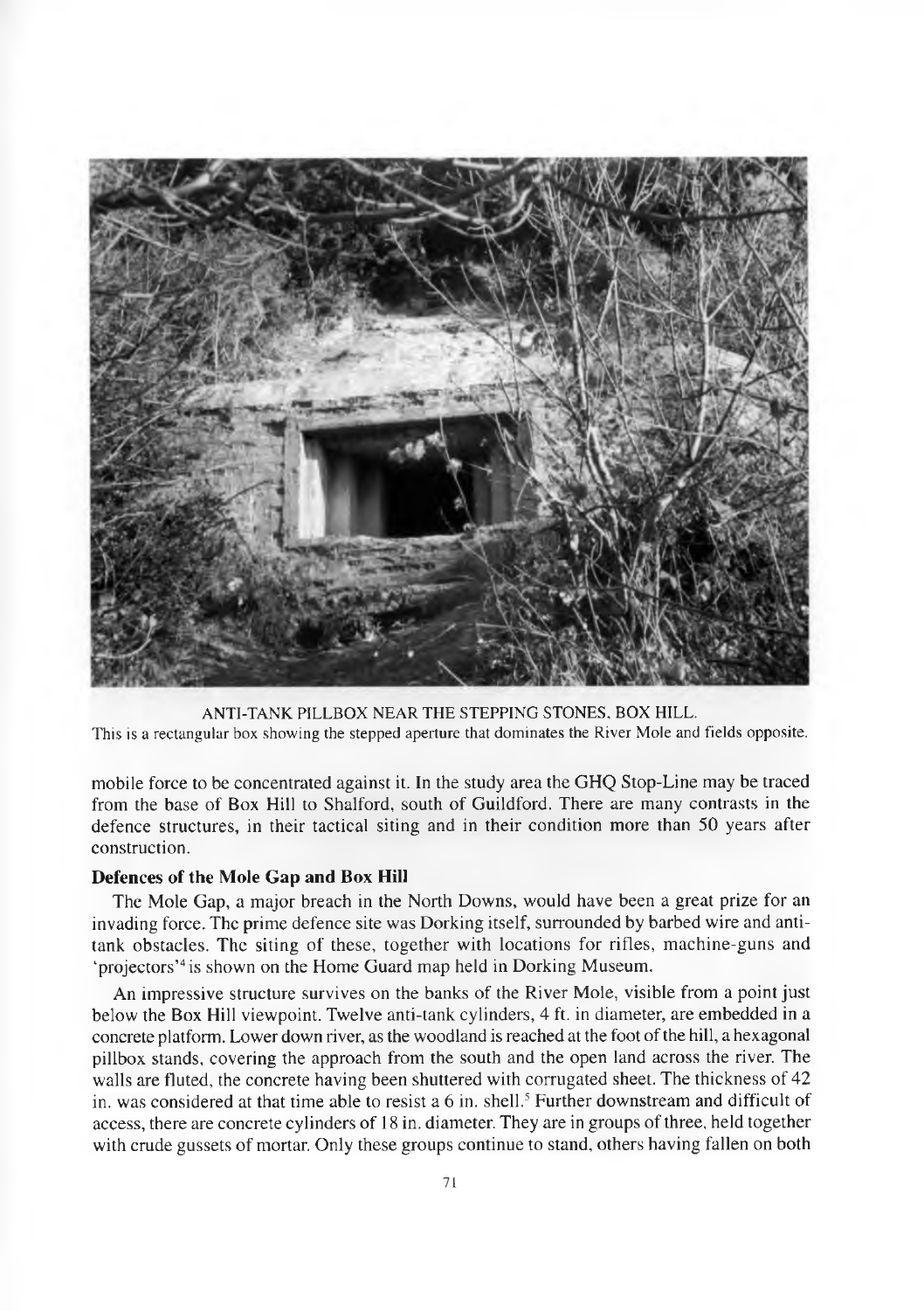ANTI-TANK PILLBOX NEAR THE STEPPING STONES, BOX HILL.
This is a rectangular box showing the stepped aperture that dominates the River Mole and fields opposite.

mobile force to be concentrated against it. In the study area the GHQ Stop-Line may be traced from the base of Box Hill to Shalford, south of Guildford. There are many contrasts in the defence structures, in their tactical siting and in their condition more than 50 years after construction.

**Defences of the Mole Gap and Box Hill**

The Mole Gap, a major breach in the North Downs, would have been a great prize for an invading force. The prime defence site was Dorking itself, surrounded by barbed wire and anti-tank obstacles. The siting of these, together with locations for rifles, machine-guns and 'projectors'[4] is shown on the Home Guard map held in Dorking Museum.

An impressive structure survives on the banks of the River Mole, visible from a point just below the Box Hill viewpoint. Twelve anti-tank cylinders, 4 ft. in diameter, are embedded in a concrete platform. Lower down river, as the woodland is reached at the foot of the hill, a hexagonal pillbox stands, covering the approach from the south and the open land across the river. The walls are fluted, the concrete having been shuttered with corrugated sheet. The thickness of 42 in. was considered at that time able to resist a 6 in. shell.[5] Further downstream and difficult of access, there are concrete cylinders of 18 in. diameter. They are in groups of three, held together with crude gussets of mortar. Only these groups continue to stand, others having fallen on both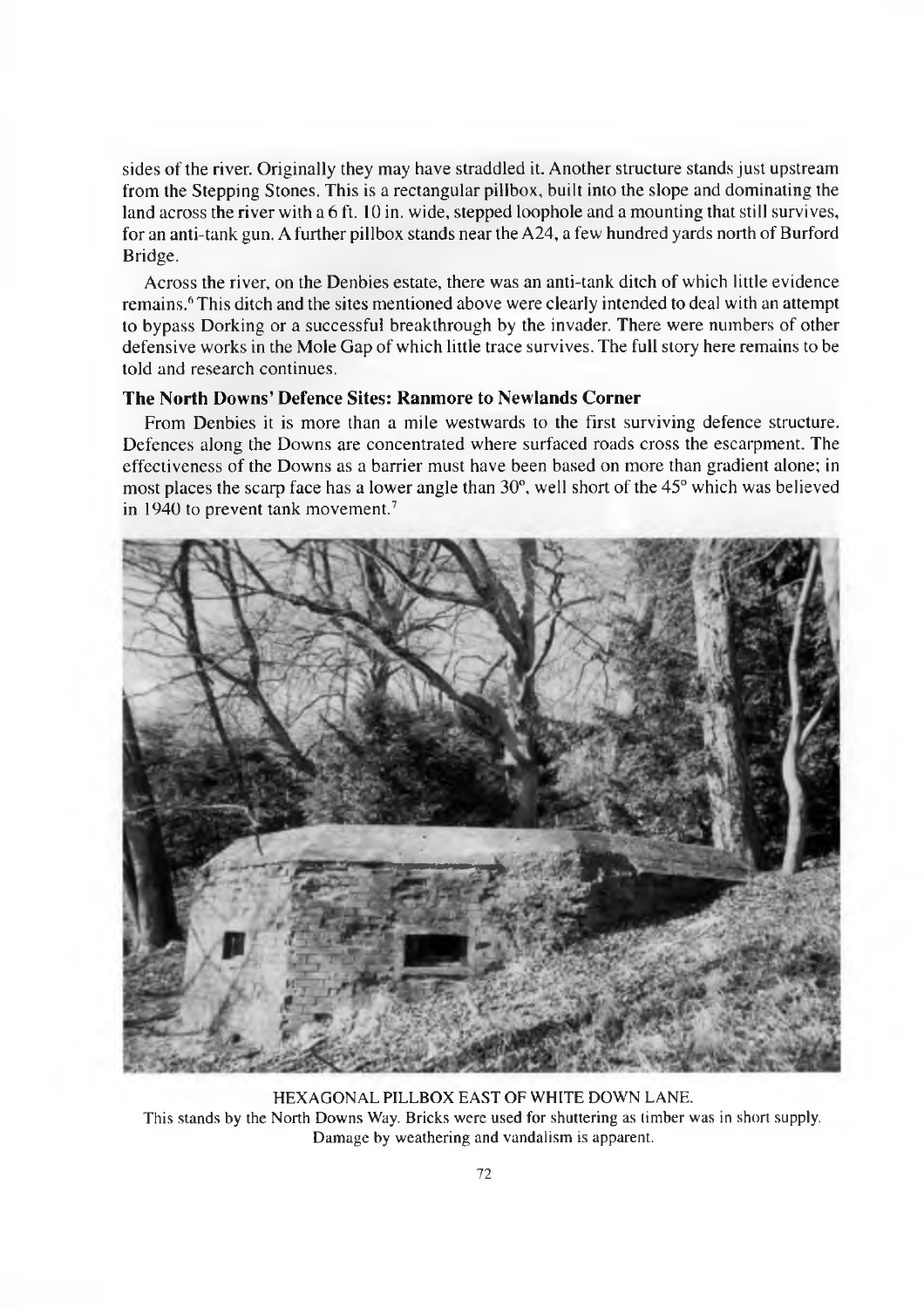sides of the river. Originally they may have straddled it. Another structure stands just upstream from the Stepping Stones. This is a rectangular pillbox, built into the slope and dominating the land across the river with a 6 ft. 10 in. wide, stepped loophole and a mounting that still survives, for an anti-tank gun. A further pillbox stands near the A24, a few hundred yards north of Burford Bridge.

Across the river, on the Denbies estate, there was an anti-tank ditch of which little evidence remains.[6] This ditch and the sites mentioned above were clearly intended to deal with an attempt to bypass Dorking or a successful breakthrough by the invader. There were numbers of other defensive works in the Mole Gap of which little trace survives. The full story here remains to be told and research continues.

### The North Downs' Defence Sites: Ranmore to Newlands Corner

From Denbies it is more than a mile westwards to the first surviving defence structure. Defences along the Downs are concentrated where surfaced roads cross the escarpment. The effectiveness of the Downs as a barrier must have been based on more than gradient alone; in most places the scarp face has a lower angle than 30°, well short of the 45° which was believed in 1940 to prevent tank movement.[7]

HEXAGONAL PILLBOX EAST OF WHITE DOWN LANE.
This stands by the North Downs Way. Bricks were used for shuttering as timber was in short supply. Damage by weathering and vandalism is apparent.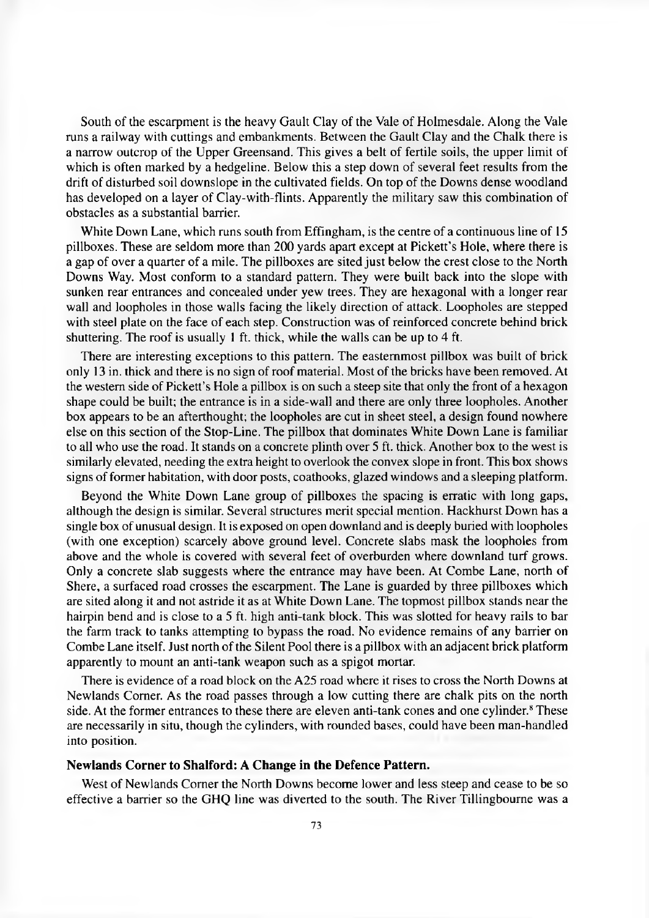South of the escarpment is the heavy Gault Clay of the Vale of Holmesdale. Along the Vale runs a railway with cuttings and embankments. Between the Gault Clay and the Chalk there is a narrow outcrop of the Upper Greensand. This gives a belt of fertile soils, the upper limit of which is often marked by a hedgeline. Below this a step down of several feet results from the drift of disturbed soil downslope in the cultivated fields. On top of the Downs dense woodland has developed on a layer of Clay-with-flints. Apparently the military saw this combination of obstacles as a substantial barrier.

White Down Lane, which runs south from Effingham, is the centre of a continuous line of 15 pillboxes. These are seldom more than 200 yards apart except at Pickett's Hole, where there is a gap of over a quarter of a mile. The pillboxes are sited just below the crest close to the North Downs Way. Most conform to a standard pattern. They were built back into the slope with sunken rear entrances and concealed under yew trees. They are hexagonal with a longer rear wall and loopholes in those walls facing the likely direction of attack. Loopholes are stepped with steel plate on the face of each step. Construction was of reinforced concrete behind brick shuttering. The roof is usually 1 ft. thick, while the walls can be up to 4 ft.

There are interesting exceptions to this pattern. The easternmost pillbox was built of brick only 13 in. thick and there is no sign of roof material. Most of the bricks have been removed. At the western side of Pickett's Hole a pillbox is on such a steep site that only the front of a hexagon shape could be built; the entrance is in a side-wall and there are only three loopholes. Another box appears to be an afterthought; the loopholes are cut in sheet steel, a design found nowhere else on this section of the Stop-Line. The pillbox that dominates White Down Lane is familiar to all who use the road. It stands on a concrete plinth over 5 ft. thick. Another box to the west is similarly elevated, needing the extra height to overlook the convex slope in front. This box shows signs of former habitation, with door posts, coathooks, glazed windows and a sleeping platform.

Beyond the White Down Lane group of pillboxes the spacing is erratic with long gaps, although the design is similar. Several structures merit special mention. Hackhurst Down has a single box of unusual design. It is exposed on open downland and is deeply buried with loopholes (with one exception) scarcely above ground level. Concrete slabs mask the loopholes from above and the whole is covered with several feet of overburden where downland turf grows. Only a concrete slab suggests where the entrance may have been. At Combe Lane, north of Shere, a surfaced road crosses the escarpment. The Lane is guarded by three pillboxes which are sited along it and not astride it as at White Down Lane. The topmost pillbox stands near the hairpin bend and is close to a 5 ft. high anti-tank block. This was slotted for heavy rails to bar the farm track to tanks attempting to bypass the road. No evidence remains of any barrier on Combe Lane itself. Just north of the Silent Pool there is a pillbox with an adjacent brick platform apparently to mount an anti-tank weapon such as a spigot mortar.

There is evidence of a road block on the A25 road where it rises to cross the North Downs at Newlands Corner. As the road passes through a low cutting there are chalk pits on the north side. At the former entrances to these there are eleven anti-tank cones and one cylinder.[8] These are necessarily in situ, though the cylinders, with rounded bases, could have been man-handled into position.

### Newlands Corner to Shalford: A Change in the Defence Pattern.

West of Newlands Corner the North Downs become lower and less steep and cease to be so effective a barrier so the GHQ line was diverted to the south. The River Tillingbourne was a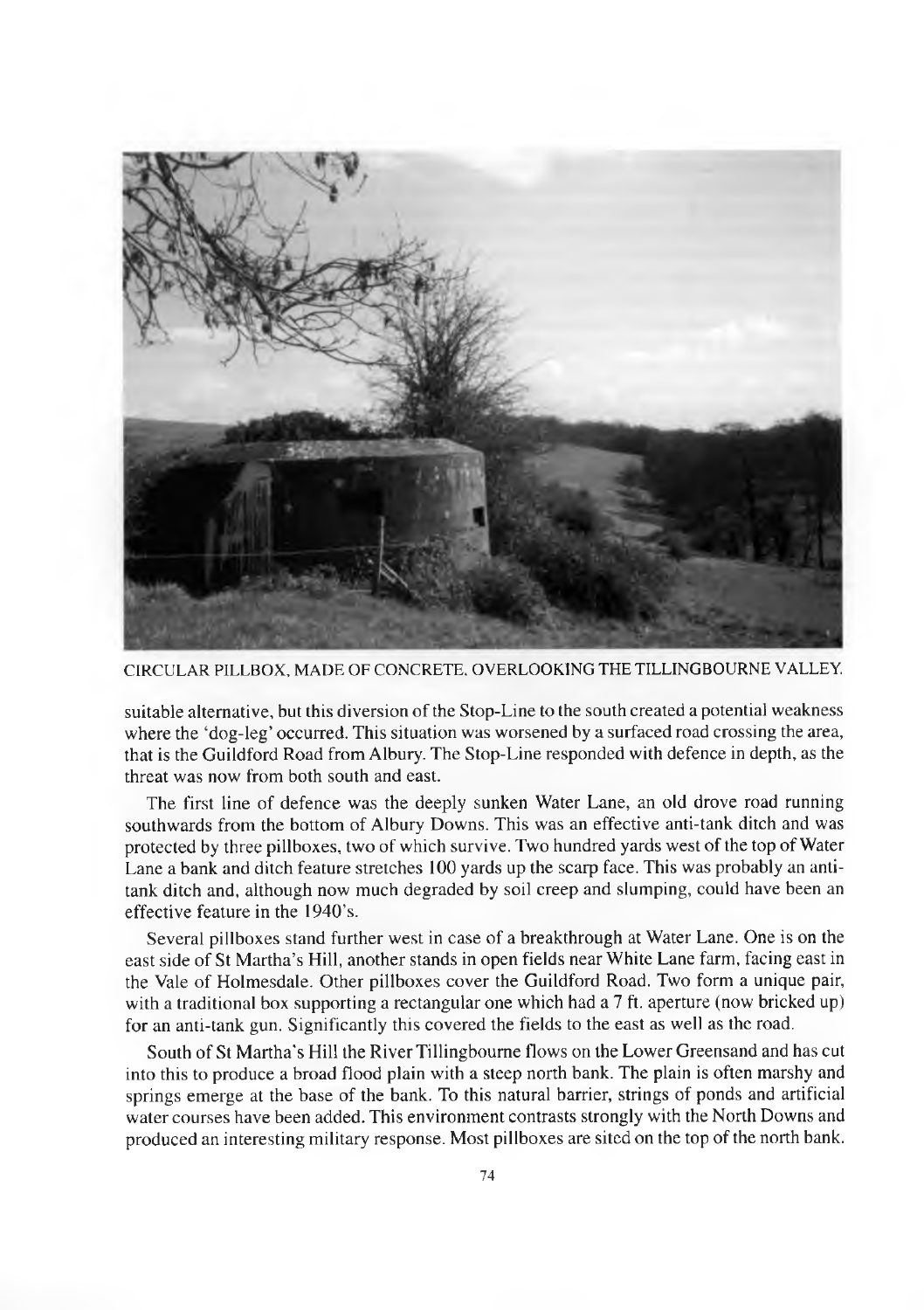CIRCULAR PILLBOX, MADE OF CONCRETE, OVERLOOKING THE TILLINGBOURNE VALLEY.

suitable alternative, but this diversion of the Stop-Line to the south created a potential weakness where the 'dog-leg' occurred. This situation was worsened by a surfaced road crossing the area, that is the Guildford Road from Albury. The Stop-Line responded with defence in depth, as the threat was now from both south and east.

The first line of defence was the deeply sunken Water Lane, an old drove road running southwards from the bottom of Albury Downs. This was an effective anti-tank ditch and was protected by three pillboxes, two of which survive. Two hundred yards west of the top of Water Lane a bank and ditch feature stretches 100 yards up the scarp face. This was probably an anti-tank ditch and, although now much degraded by soil creep and slumping, could have been an effective feature in the 1940's.

Several pillboxes stand further west in case of a breakthrough at Water Lane. One is on the east side of St Martha's Hill, another stands in open fields near White Lane farm, facing east in the Vale of Holmesdale. Other pillboxes cover the Guildford Road. Two form a unique pair, with a traditional box supporting a rectangular one which had a 7 ft. aperture (now bricked up) for an anti-tank gun. Significantly this covered the fields to the east as well as the road.

South of St Martha's Hill the River Tillingbourne flows on the Lower Greensand and has cut into this to produce a broad flood plain with a steep north bank. The plain is often marshy and springs emerge at the base of the bank. To this natural barrier, strings of ponds and artificial water courses have been added. This environment contrasts strongly with the North Downs and produced an interesting military response. Most pillboxes are sited on the top of the north bank.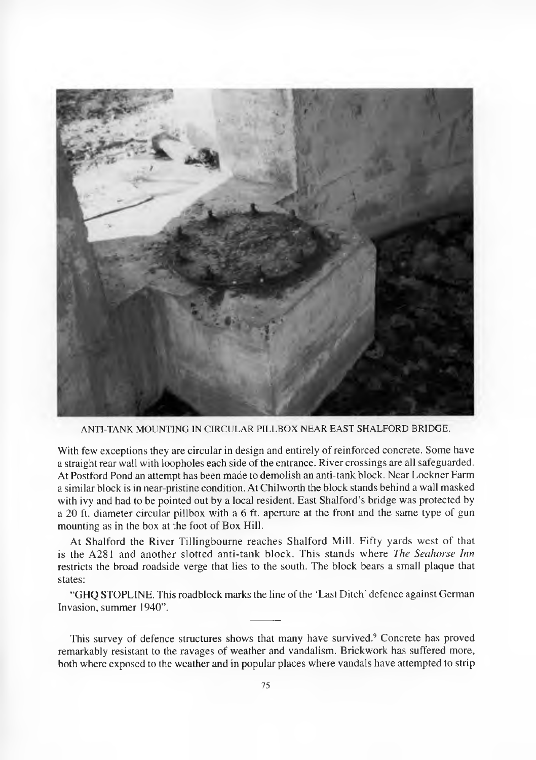ANTI-TANK MOUNTING IN CIRCULAR PILLBOX NEAR EAST SHALFORD BRIDGE.

With few exceptions they are circular in design and entirely of reinforced concrete. Some have a straight rear wall with loopholes each side of the entrance. River crossings are all safeguarded. At Postford Pond an attempt has been made to demolish an anti-tank block. Near Lockner Farm a similar block is in near-pristine condition. At Chilworth the block stands behind a wall masked with ivy and had to be pointed out by a local resident. East Shalford's bridge was protected by a 20 ft. diameter circular pillbox with a 6 ft. aperture at the front and the same type of gun mounting as in the box at the foot of Box Hill.

At Shalford the River Tillingbourne reaches Shalford Mill. Fifty yards west of that is the A281 and another slotted anti-tank block. This stands where *The Seahorse Inn* restricts the broad roadside verge that lies to the south. The block bears a small plaque that states:

"GHQ STOPLINE. This roadblock marks the line of the 'Last Ditch' defence against German Invasion, summer 1940".

---

This survey of defence structures shows that many have survived.[9] Concrete has proved remarkably resistant to the ravages of weather and vandalism. Brickwork has suffered more, both where exposed to the weather and in popular places where vandals have attempted to strip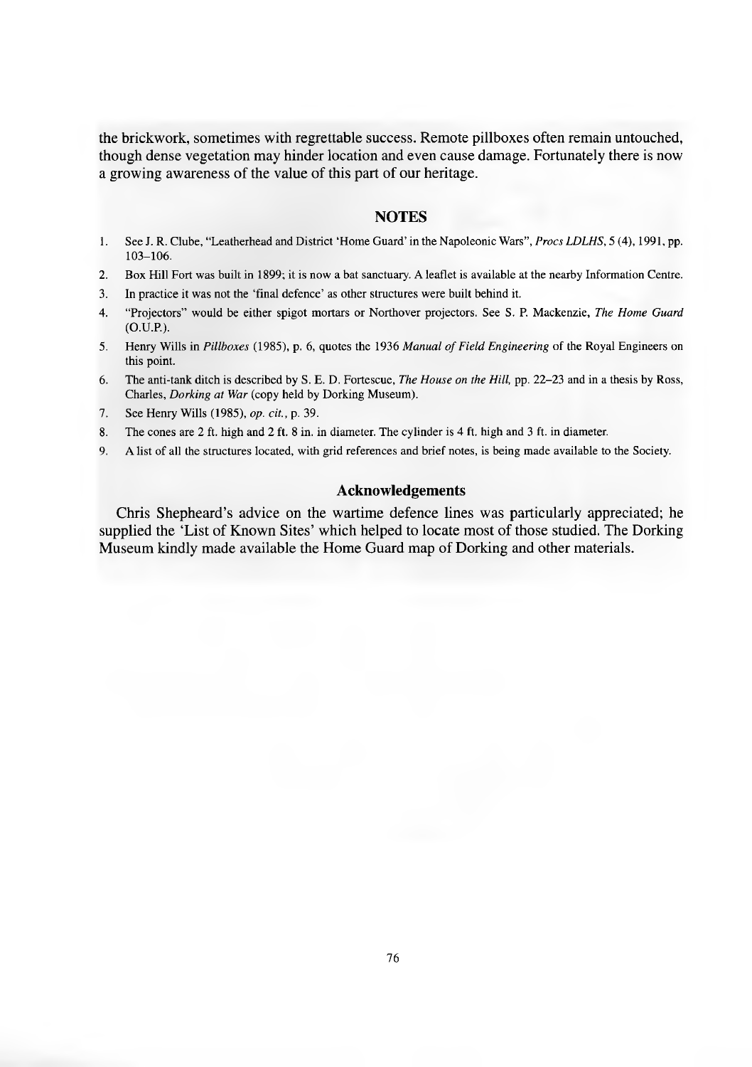the brickwork, sometimes with regrettable success. Remote pillboxes often remain untouched, though dense vegetation may hinder location and even cause damage. Fortunately there is now a growing awareness of the value of this part of our heritage.

## NOTES

1. See J. R. Clube, "Leatherhead and District 'Home Guard' in the Napoleonic Wars", *Procs LDLHS*, 5 (4), 1991, pp. 103–106.
2. Box Hill Fort was built in 1899; it is now a bat sanctuary. A leaflet is available at the nearby Information Centre.
3. In practice it was not the 'final defence' as other structures were built behind it.
4. "Projectors" would be either spigot mortars or Northover projectors. See S. P. Mackenzie, *The Home Guard* (O.U.P.).
5. Henry Wills in *Pillboxes* (1985), p. 6, quotes the 1936 *Manual of Field Engineering* of the Royal Engineers on this point.
6. The anti-tank ditch is described by S. E. D. Fortescue, *The House on the Hill*, pp. 22–23 and in a thesis by Ross, Charles, *Dorking at War* (copy held by Dorking Museum).
7. See Henry Wills (1985), *op. cit.*, p. 39.
8. The cones are 2 ft. high and 2 ft. 8 in. in diameter. The cylinder is 4 ft. high and 3 ft. in diameter.
9. A list of all the structures located, with grid references and brief notes, is being made available to the Society.

### Acknowledgements

Chris Shepheard's advice on the wartime defence lines was particularly appreciated; he supplied the 'List of Known Sites' which helped to locate most of those studied. The Dorking Museum kindly made available the Home Guard map of Dorking and other materials.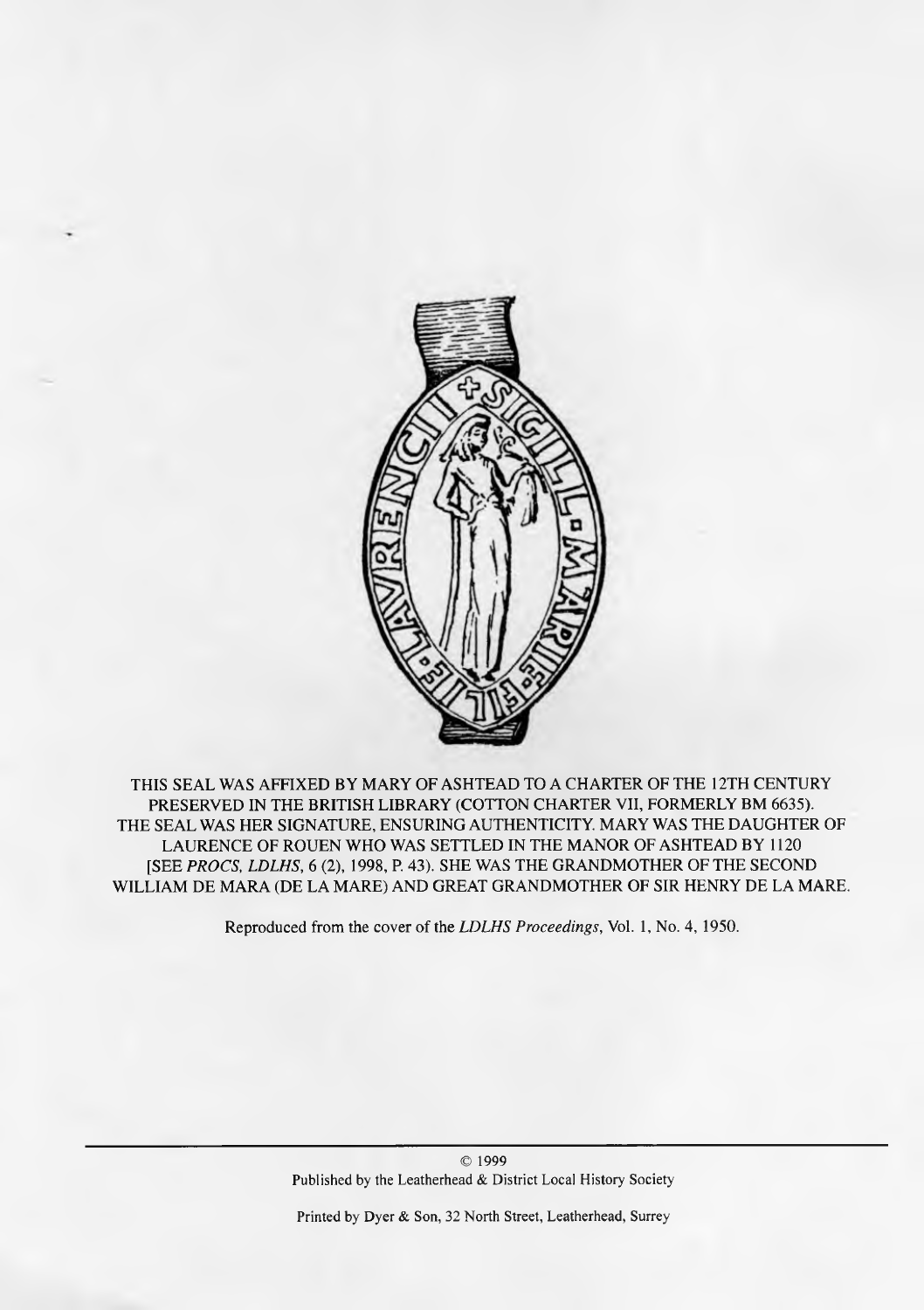THIS SEAL WAS AFFIXED BY MARY OF ASHTEAD TO A CHARTER OF THE 12TH CENTURY PRESERVED IN THE BRITISH LIBRARY (COTTON CHARTER VII, FORMERLY BM 6635). THE SEAL WAS HER SIGNATURE, ENSURING AUTHENTICITY. MARY WAS THE DAUGHTER OF LAURENCE OF ROUEN WHO WAS SETTLED IN THE MANOR OF ASHTEAD BY 1120 [SEE *PROCS, LDLHS*, 6 (2), 1998, P. 43). SHE WAS THE GRANDMOTHER OF THE SECOND WILLIAM DE MARA (DE LA MARE) AND GREAT GRANDMOTHER OF SIR HENRY DE LA MARE.

Reproduced from the cover of the *LDLHS Proceedings*, Vol. 1, No. 4, 1950.

---

© 1999
Published by the Leatherhead & District Local History Society

Printed by Dyer & Son, 32 North Street, Leatherhead, Surrey